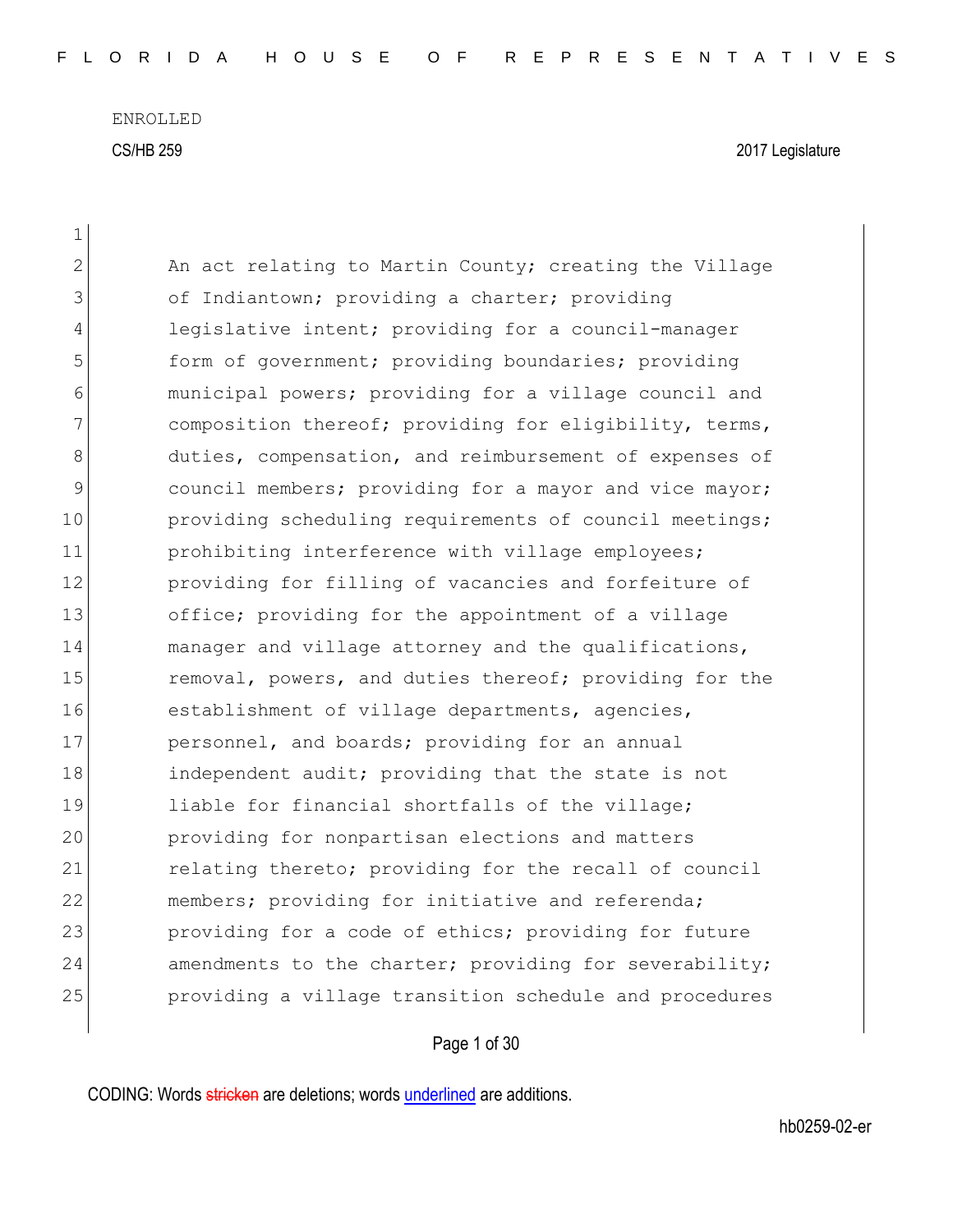ENROLLED

CS/HB 259 2017 Legislature

An act relating to Martin County; creating the Village of Indiantown; providing a charter; providing legislative intent; providing for a council-manager form of government; providing boundaries; providing municipal powers; providing for a village council and composition thereof; providing for eligibility, terms, duties, compensation, and reimbursement of expenses of council members; providing for a mayor and vice mayor; providing scheduling requirements of council meetings; prohibiting interference with village employees; providing for filling of vacancies and forfeiture of office; providing for the appointment of a village manager and village attorney and the qualifications, removal, powers, and duties thereof; providing for the establishment of village departments, agencies, personnel, and boards; providing for an annual independent audit; providing that the state is not liable for financial shortfalls of the village; providing for nonpartisan elections and matters relating thereto; providing for the recall of council members; providing for initiative and referenda; providing for a code of ethics; providing for future amendments to the charter; providing for severability; providing a village transition schedule and procedures

CODING: Words ~~stricken~~ are deletions; words <u>underlined</u> are additions.

hb0259-02-er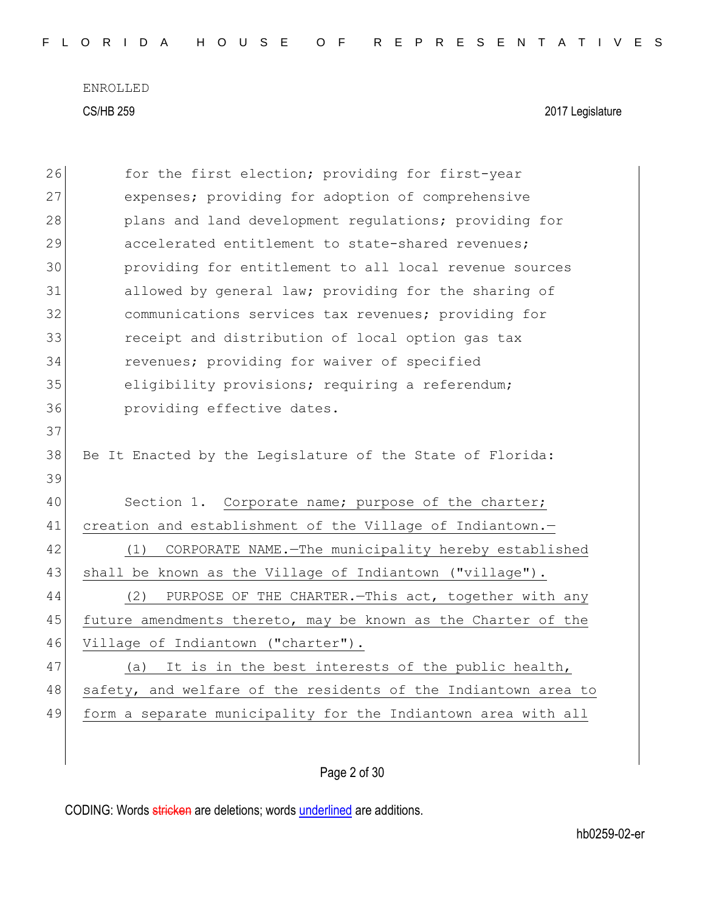for the first election; providing for first-year expenses; providing for adoption of comprehensive plans and land development regulations; providing for accelerated entitlement to state-shared revenues; providing for entitlement to all local revenue sources allowed by general law; providing for the sharing of communications services tax revenues; providing for receipt and distribution of local option gas tax revenues; providing for waiver of specified eligibility provisions; requiring a referendum; providing effective dates.

Be It Enacted by the Legislature of the State of Florida:

Section 1. Corporate name; purpose of the charter; creation and establishment of the Village of Indiantown.—

(1) CORPORATE NAME.—The municipality hereby established shall be known as the Village of Indiantown ("village").

(2) PURPOSE OF THE CHARTER.—This act, together with any future amendments thereto, may be known as the Charter of the Village of Indiantown ("charter").

(a) It is in the best interests of the public health, safety, and welfare of the residents of the Indiantown area to form a separate municipality for the Indiantown area with all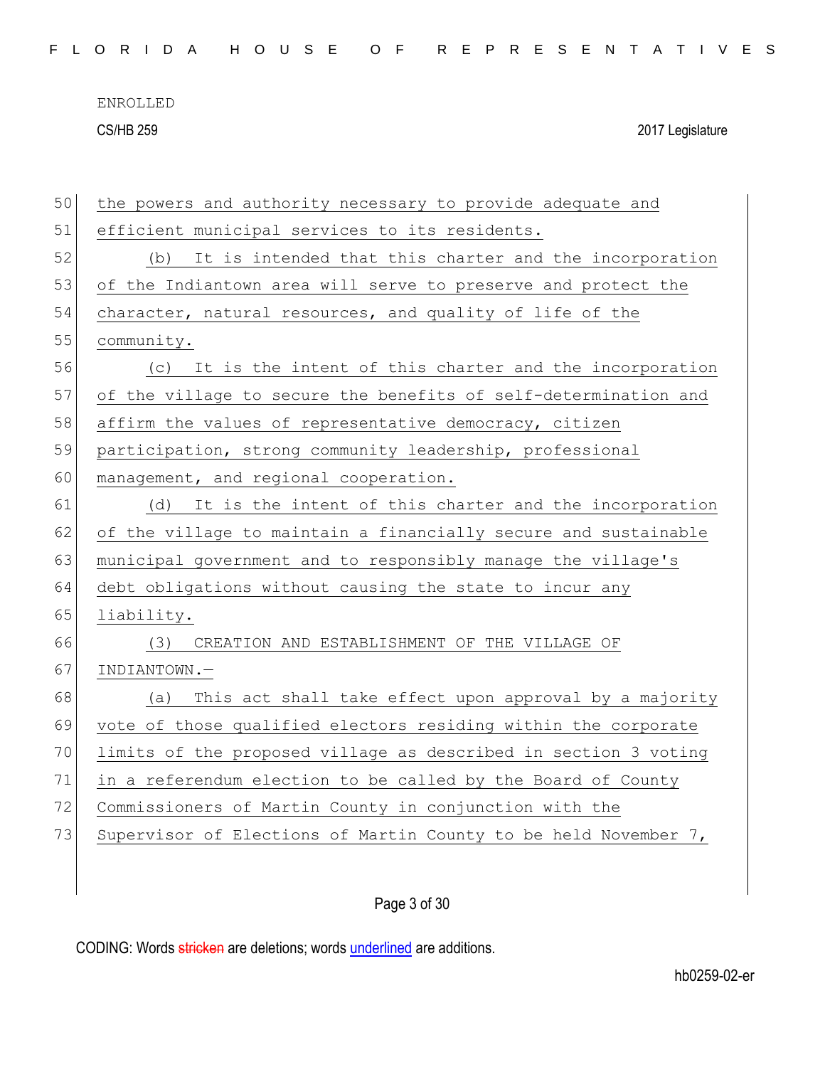the powers and authority necessary to provide adequate and efficient municipal services to its residents.

(b) It is intended that this charter and the incorporation of the Indiantown area will serve to preserve and protect the character, natural resources, and quality of life of the community.

(c) It is the intent of this charter and the incorporation of the village to secure the benefits of self-determination and affirm the values of representative democracy, citizen participation, strong community leadership, professional management, and regional cooperation.

(d) It is the intent of this charter and the incorporation of the village to maintain a financially secure and sustainable municipal government and to responsibly manage the village's debt obligations without causing the state to incur any liability.

(3) CREATION AND ESTABLISHMENT OF THE VILLAGE OF INDIANTOWN.—

(a) This act shall take effect upon approval by a majority vote of those qualified electors residing within the corporate limits of the proposed village as described in section 3 voting in a referendum election to be called by the Board of County Commissioners of Martin County in conjunction with the Supervisor of Elections of Martin County to be held November 7,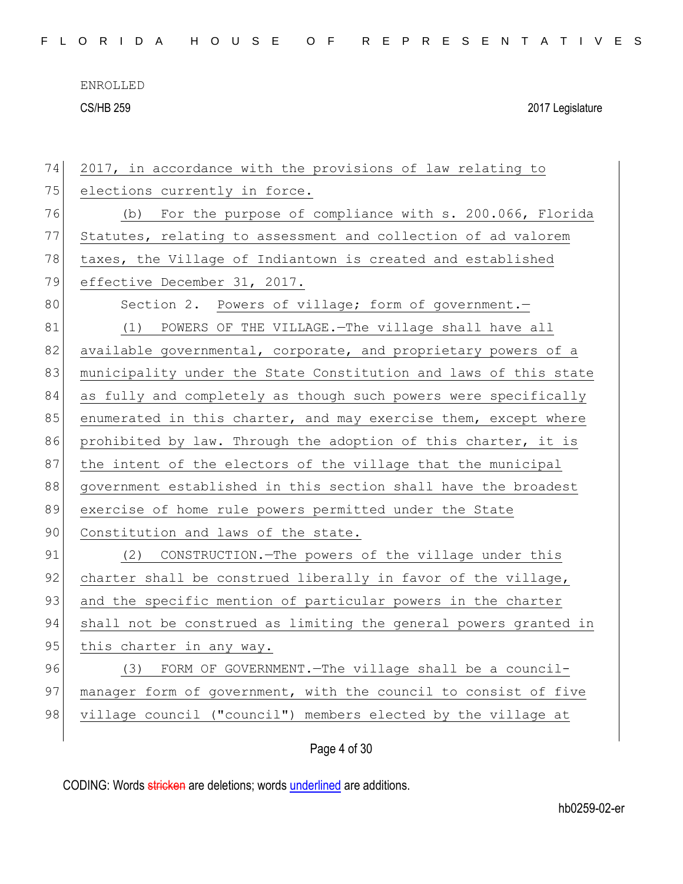2017, in accordance with the provisions of law relating to elections currently in force.

(b) For the purpose of compliance with s. 200.066, Florida Statutes, relating to assessment and collection of ad valorem taxes, the Village of Indiantown is created and established effective December 31, 2017.

Section 2. Powers of village; form of government.—

(1) POWERS OF THE VILLAGE.—The village shall have all available governmental, corporate, and proprietary powers of a municipality under the State Constitution and laws of this state as fully and completely as though such powers were specifically enumerated in this charter, and may exercise them, except where prohibited by law. Through the adoption of this charter, it is the intent of the electors of the village that the municipal government established in this section shall have the broadest exercise of home rule powers permitted under the State Constitution and laws of the state.

(2) CONSTRUCTION.—The powers of the village under this charter shall be construed liberally in favor of the village, and the specific mention of particular powers in the charter shall not be construed as limiting the general powers granted in this charter in any way.

(3) FORM OF GOVERNMENT.—The village shall be a council-manager form of government, with the council to consist of five village council ("council") members elected by the village at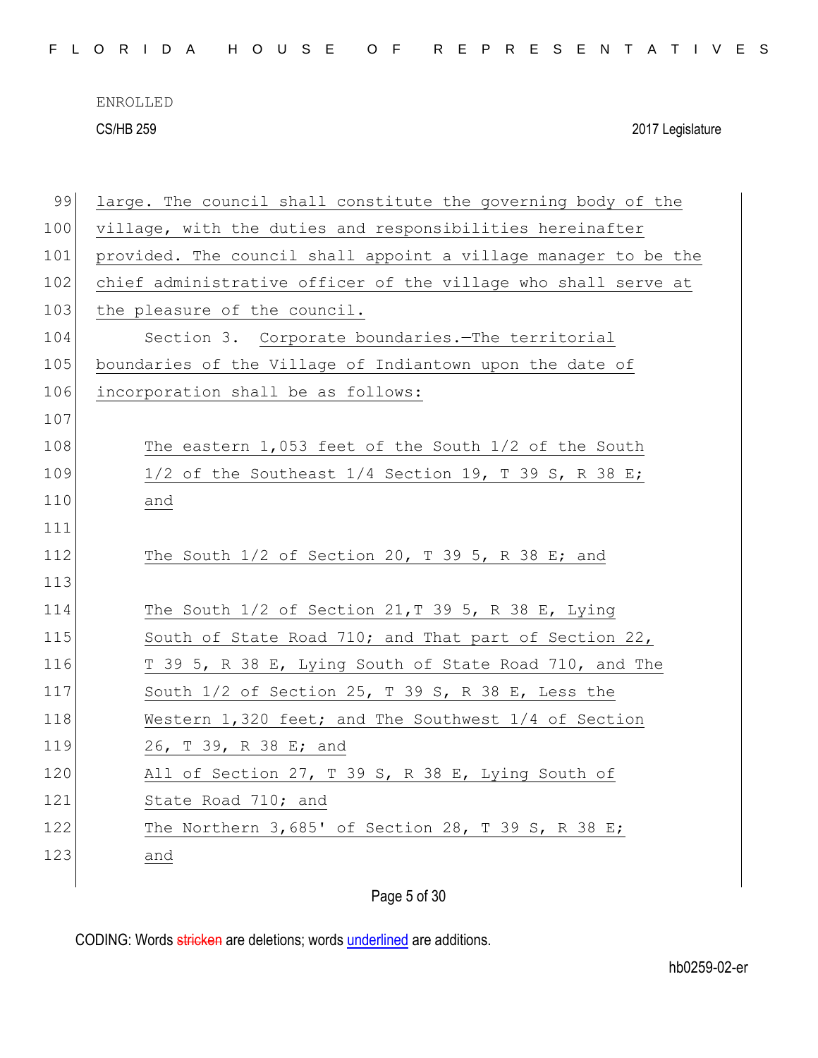large. The council shall constitute the governing body of the village, with the duties and responsibilities hereinafter provided. The council shall appoint a village manager to be the chief administrative officer of the village who shall serve at the pleasure of the council.

Section 3. Corporate boundaries.—The territorial boundaries of the Village of Indiantown upon the date of incorporation shall be as follows:

The eastern 1,053 feet of the South 1/2 of the South 1/2 of the Southeast 1/4 Section 19, T 39 S, R 38 E; and

The South 1/2 of Section 20, T 39 5, R 38 E; and

The South 1/2 of Section 21,T 39 5, R 38 E, Lying South of State Road 710; and That part of Section 22, T 39 5, R 38 E, Lying South of State Road 710, and The South 1/2 of Section 25, T 39 S, R 38 E, Less the Western 1,320 feet; and The Southwest 1/4 of Section 26, T 39, R 38 E; and
All of Section 27, T 39 S, R 38 E, Lying South of State Road 710; and
The Northern 3,685' of Section 28, T 39 S, R 38 E; and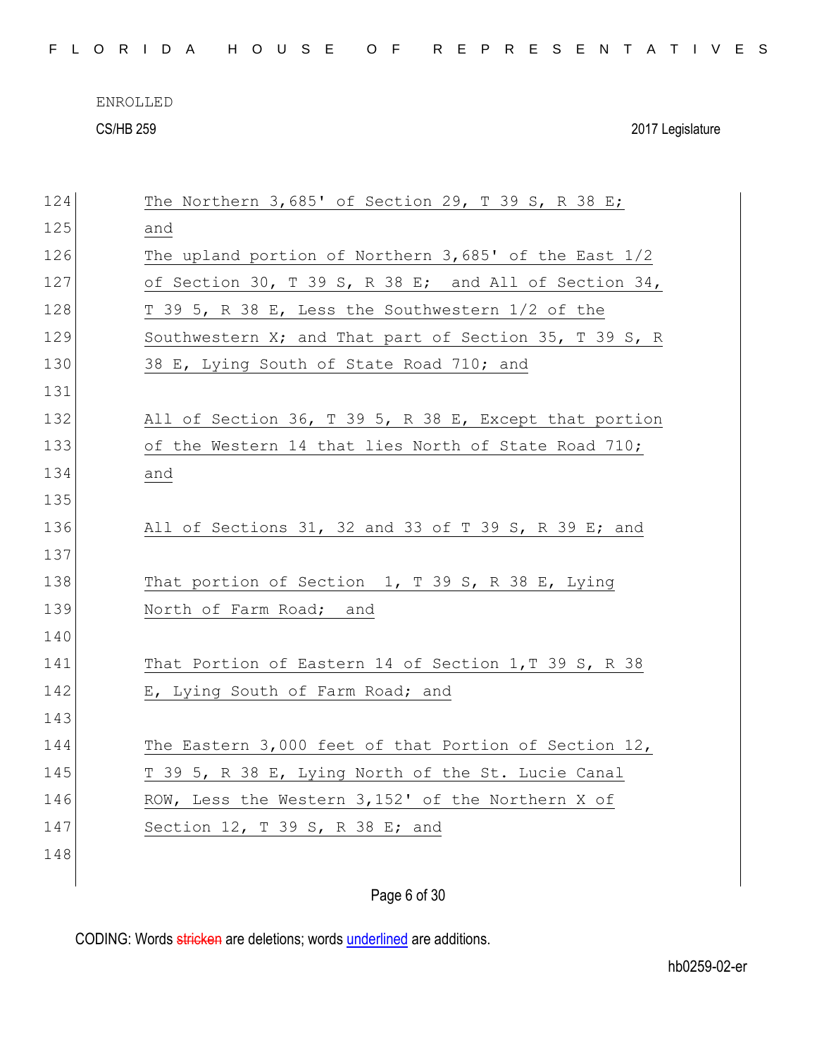124 The Northern 3,685' of Section 29, T 39 S, R 38 E;
125 and
126 The upland portion of Northern 3,685' of the East 1/2
127 of Section 30, T 39 S, R 38 E; and All of Section 34,
128 T 39 5, R 38 E, Less the Southwestern 1/2 of the
129 Southwestern X; and That part of Section 35, T 39 S, R
130 38 E, Lying South of State Road 710; and
131
132 All of Section 36, T 39 5, R 38 E, Except that portion
133 of the Western 14 that lies North of State Road 710;
134 and
135
136 All of Sections 31, 32 and 33 of T 39 S, R 39 E; and
137
138 That portion of Section 1, T 39 S, R 38 E, Lying
139 North of Farm Road; and
140
141 That Portion of Eastern 14 of Section 1,T 39 S, R 38
142 E, Lying South of Farm Road; and
143
144 The Eastern 3,000 feet of that Portion of Section 12,
145 T 39 5, R 38 E, Lying North of the St. Lucie Canal
146 ROW, Less the Western 3,152' of the Northern X of
147 Section 12, T 39 S, R 38 E; and
148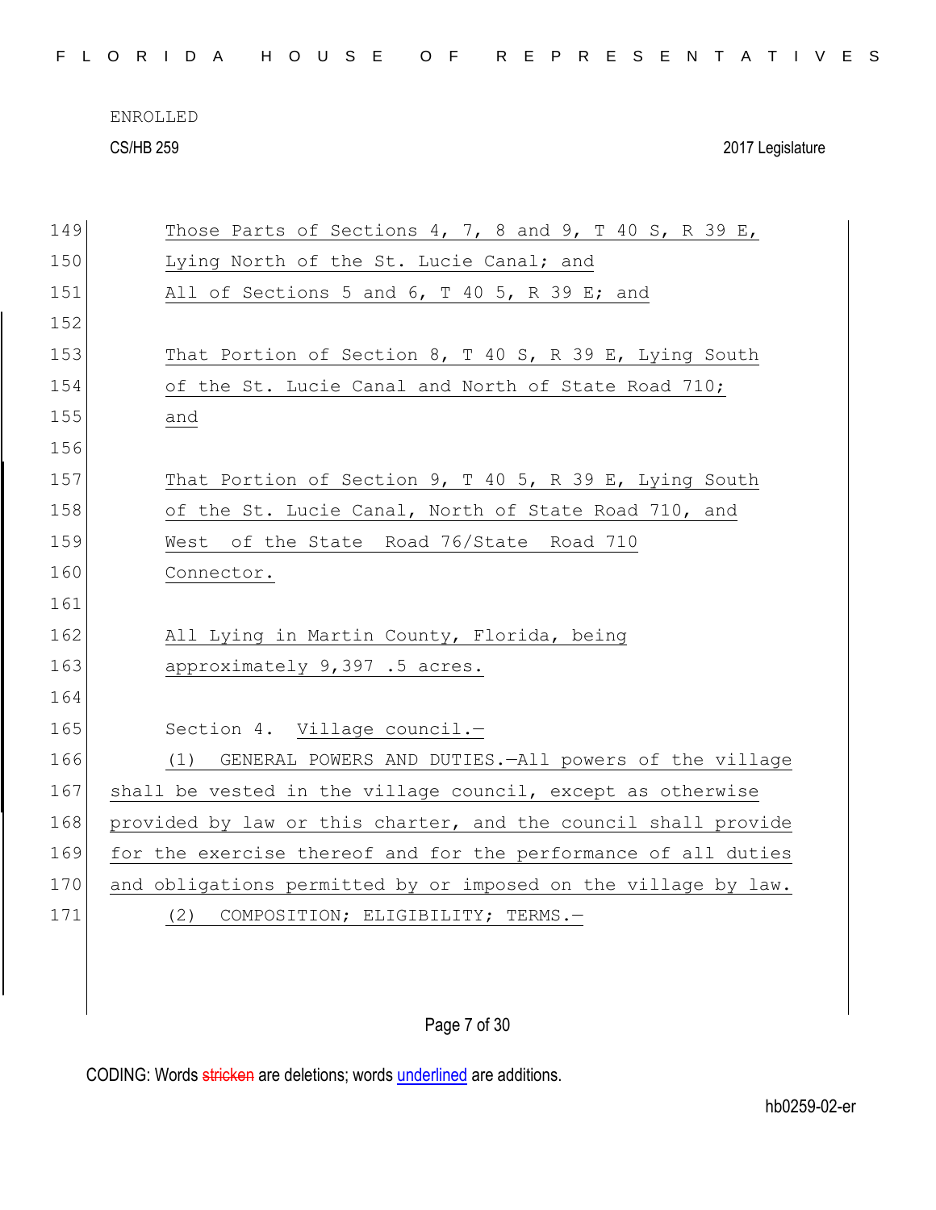Those Parts of Sections 4, 7, 8 and 9, T 40 S, R 39 E, Lying North of the St. Lucie Canal; and

All of Sections 5 and 6, T 40 5, R 39 E; and

That Portion of Section 8, T 40 S, R 39 E, Lying South of the St. Lucie Canal and North of State Road 710; and

That Portion of Section 9, T 40 5, R 39 E, Lying South of the St. Lucie Canal, North of State Road 710, and West of the State Road 76/State Road 710 Connector.

All Lying in Martin County, Florida, being approximately 9,397 .5 acres.

Section 4. Village council.—

(1) GENERAL POWERS AND DUTIES.—All powers of the village shall be vested in the village council, except as otherwise provided by law or this charter, and the council shall provide for the exercise thereof and for the performance of all duties and obligations permitted by or imposed on the village by law.

(2) COMPOSITION; ELIGIBILITY; TERMS.—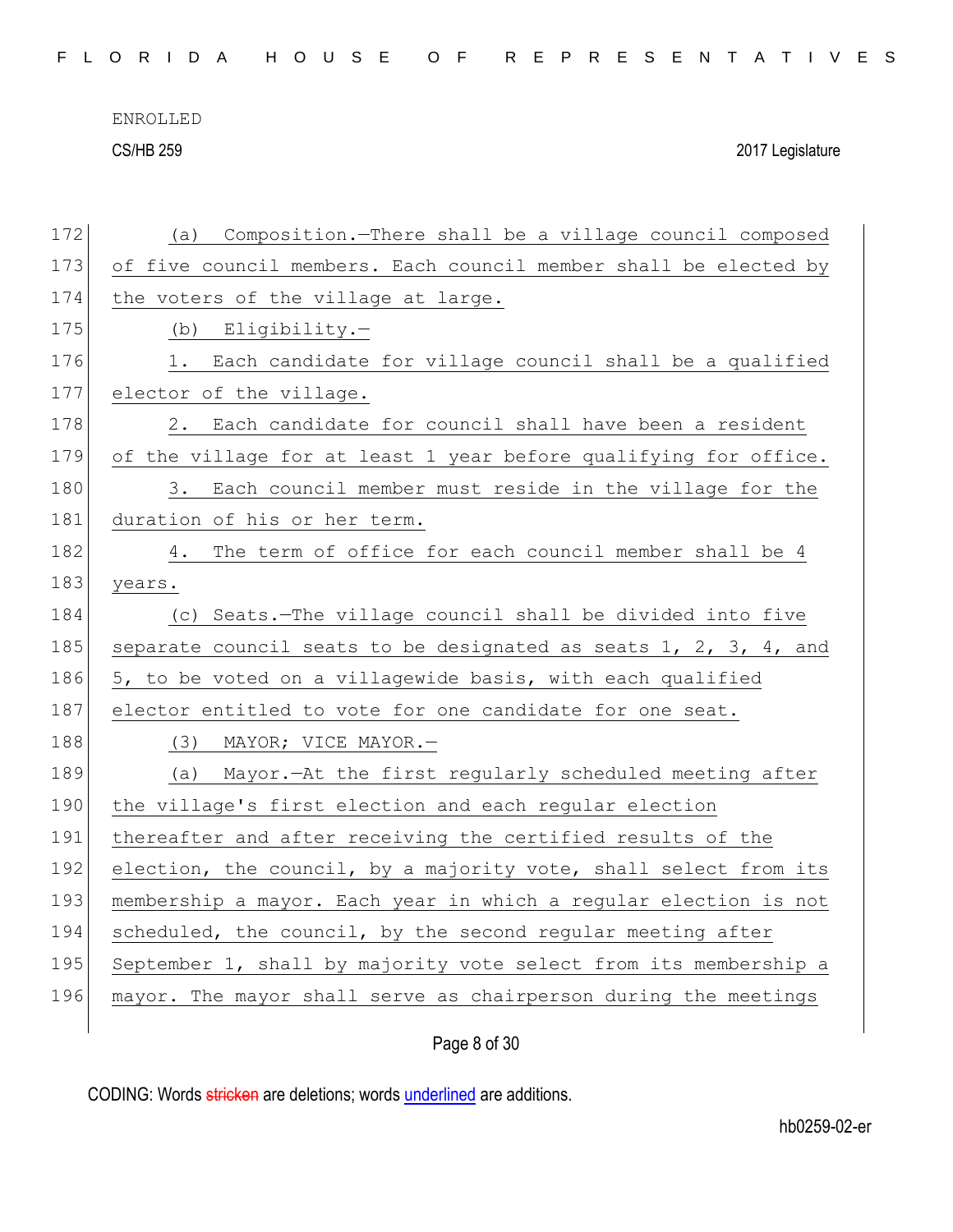(a) Composition.—There shall be a village council composed of five council members. Each council member shall be elected by the voters of the village at large.

(b) Eligibility.—

1. Each candidate for village council shall be a qualified elector of the village.

2. Each candidate for council shall have been a resident of the village for at least 1 year before qualifying for office.

3. Each council member must reside in the village for the duration of his or her term.

4. The term of office for each council member shall be 4 years.

(c) Seats.—The village council shall be divided into five separate council seats to be designated as seats 1, 2, 3, 4, and 5, to be voted on a villagewide basis, with each qualified elector entitled to vote for one candidate for one seat.

(3) MAYOR; VICE MAYOR.—

(a) Mayor.—At the first regularly scheduled meeting after the village's first election and each regular election thereafter and after receiving the certified results of the election, the council, by a majority vote, shall select from its membership a mayor. Each year in which a regular election is not scheduled, the council, by the second regular meeting after September 1, shall by majority vote select from its membership a mayor. The mayor shall serve as chairperson during the meetings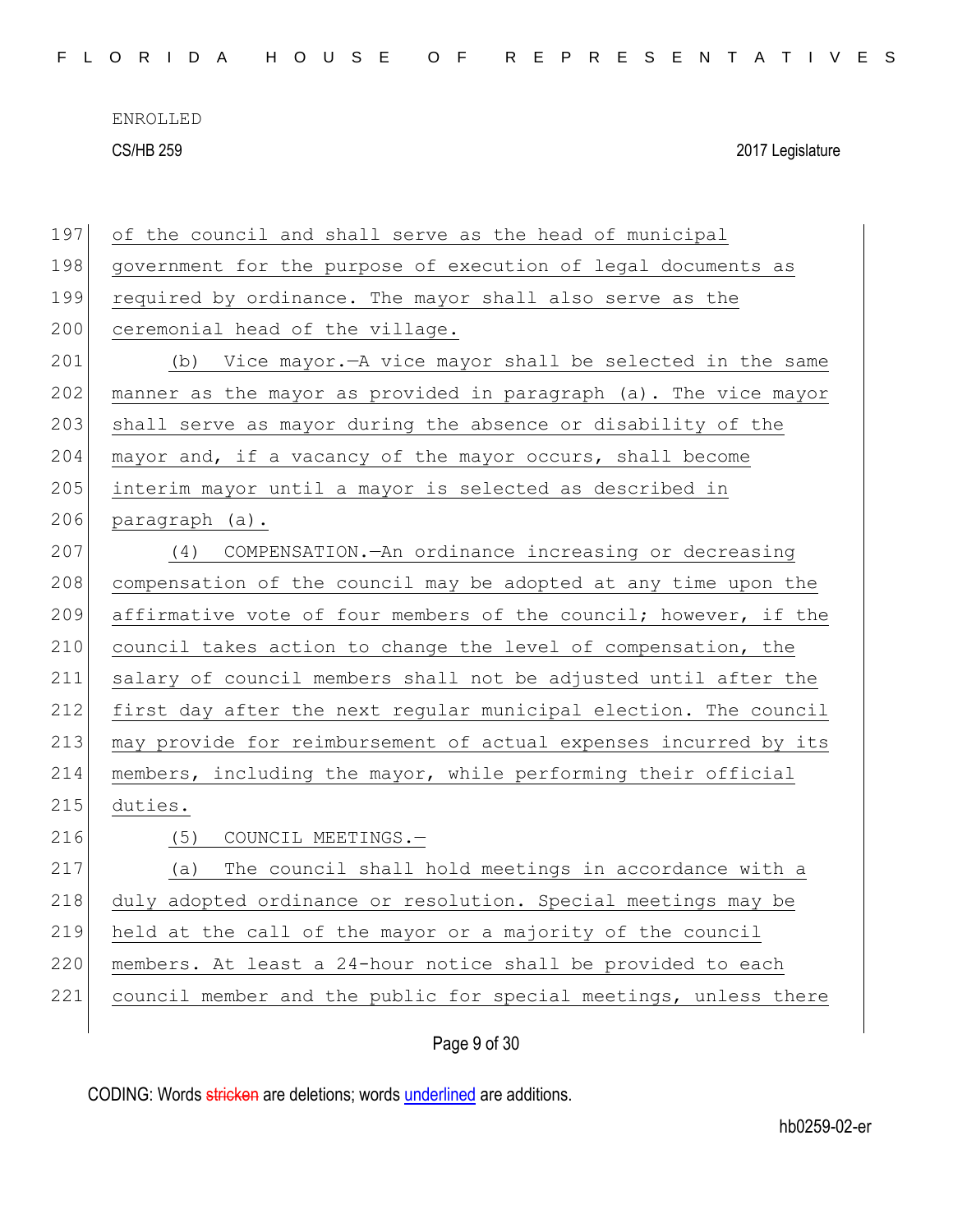of the council and shall serve as the head of municipal government for the purpose of execution of legal documents as required by ordinance. The mayor shall also serve as the ceremonial head of the village.

(b) Vice mayor.—A vice mayor shall be selected in the same manner as the mayor as provided in paragraph (a). The vice mayor shall serve as mayor during the absence or disability of the mayor and, if a vacancy of the mayor occurs, shall become interim mayor until a mayor is selected as described in paragraph (a).

(4) COMPENSATION.—An ordinance increasing or decreasing compensation of the council may be adopted at any time upon the affirmative vote of four members of the council; however, if the council takes action to change the level of compensation, the salary of council members shall not be adjusted until after the first day after the next regular municipal election. The council may provide for reimbursement of actual expenses incurred by its members, including the mayor, while performing their official duties.

(5) COUNCIL MEETINGS.—

(a) The council shall hold meetings in accordance with a duly adopted ordinance or resolution. Special meetings may be held at the call of the mayor or a majority of the council members. At least a 24-hour notice shall be provided to each council member and the public for special meetings, unless there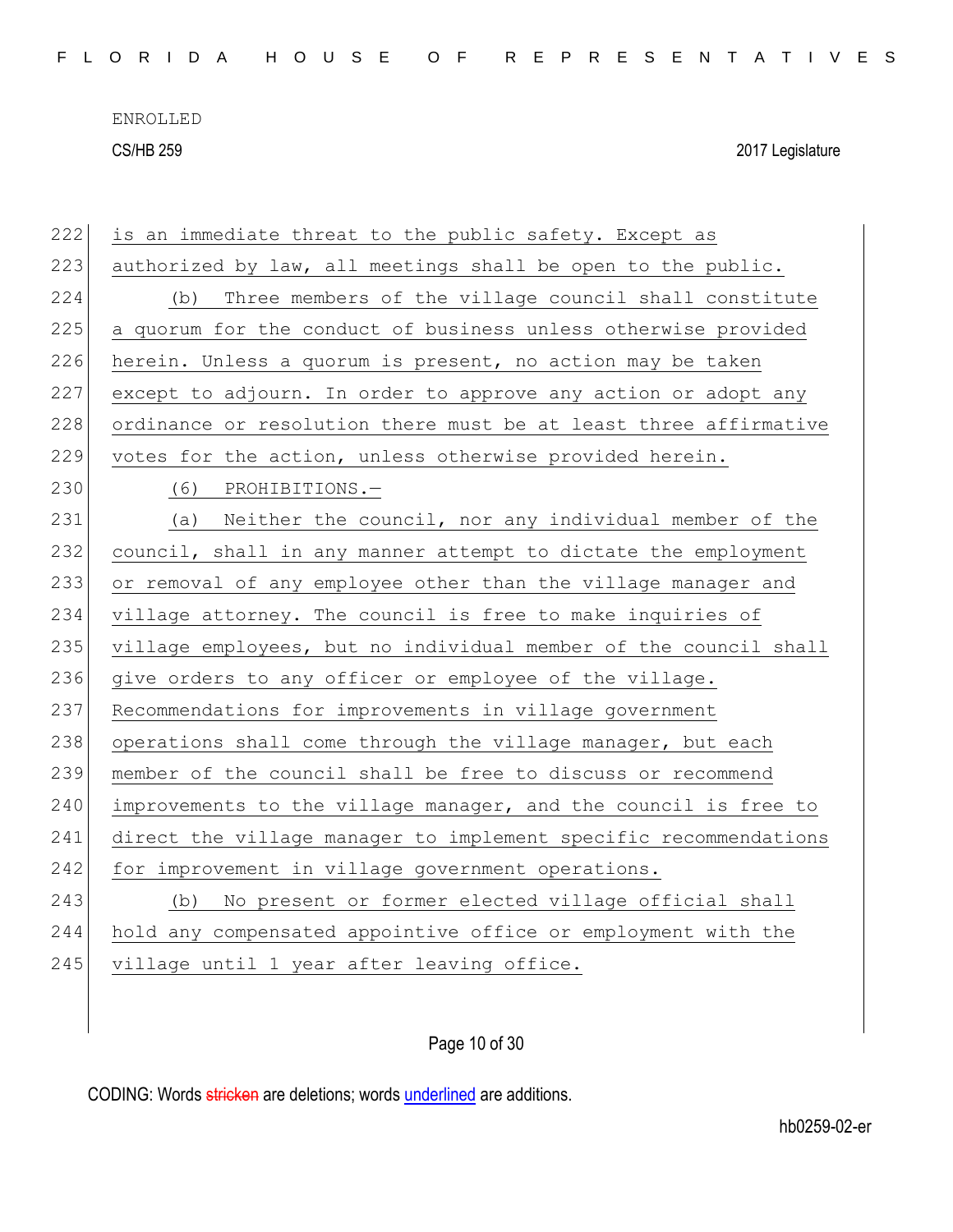is an immediate threat to the public safety. Except as authorized by law, all meetings shall be open to the public.

(b) Three members of the village council shall constitute a quorum for the conduct of business unless otherwise provided herein. Unless a quorum is present, no action may be taken except to adjourn. In order to approve any action or adopt any ordinance or resolution there must be at least three affirmative votes for the action, unless otherwise provided herein.

(6) PROHIBITIONS.—

(a) Neither the council, nor any individual member of the council, shall in any manner attempt to dictate the employment or removal of any employee other than the village manager and village attorney. The council is free to make inquiries of village employees, but no individual member of the council shall give orders to any officer or employee of the village. Recommendations for improvements in village government operations shall come through the village manager, but each member of the council shall be free to discuss or recommend improvements to the village manager, and the council is free to direct the village manager to implement specific recommendations for improvement in village government operations.

(b) No present or former elected village official shall hold any compensated appointive office or employment with the village until 1 year after leaving office.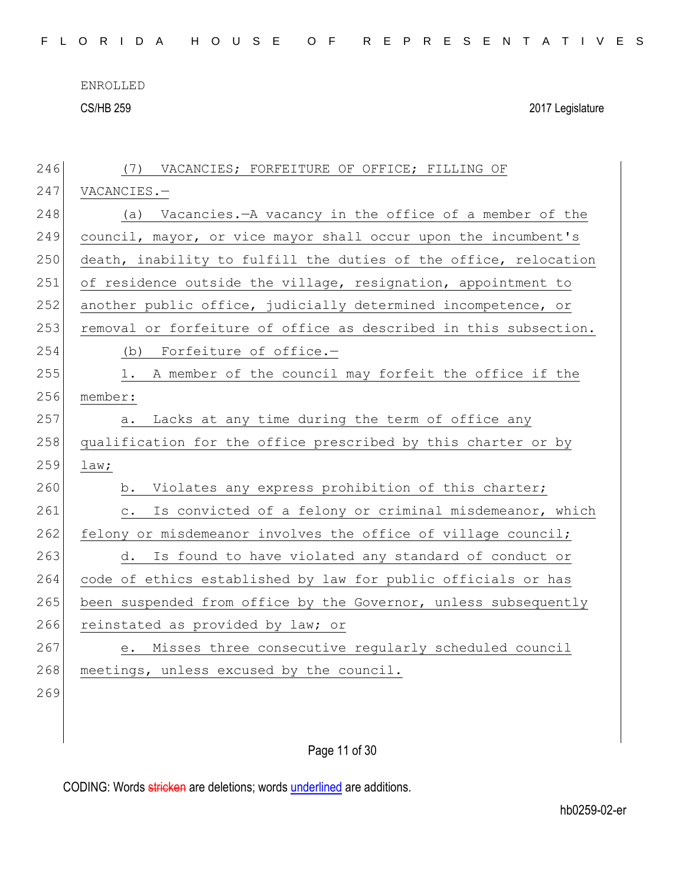(7) VACANCIES; FORFEITURE OF OFFICE; FILLING OF VACANCIES.—

(a) Vacancies.—A vacancy in the office of a member of the council, mayor, or vice mayor shall occur upon the incumbent's death, inability to fulfill the duties of the office, relocation of residence outside the village, resignation, appointment to another public office, judicially determined incompetence, or removal or forfeiture of office as described in this subsection.

(b) Forfeiture of office.—

1. A member of the council may forfeit the office if the member:

a. Lacks at any time during the term of office any qualification for the office prescribed by this charter or by law;

b. Violates any express prohibition of this charter;

c. Is convicted of a felony or criminal misdemeanor, which felony or misdemeanor involves the office of village council;

d. Is found to have violated any standard of conduct or code of ethics established by law for public officials or has been suspended from office by the Governor, unless subsequently reinstated as provided by law; or

e. Misses three consecutive regularly scheduled council meetings, unless excused by the council.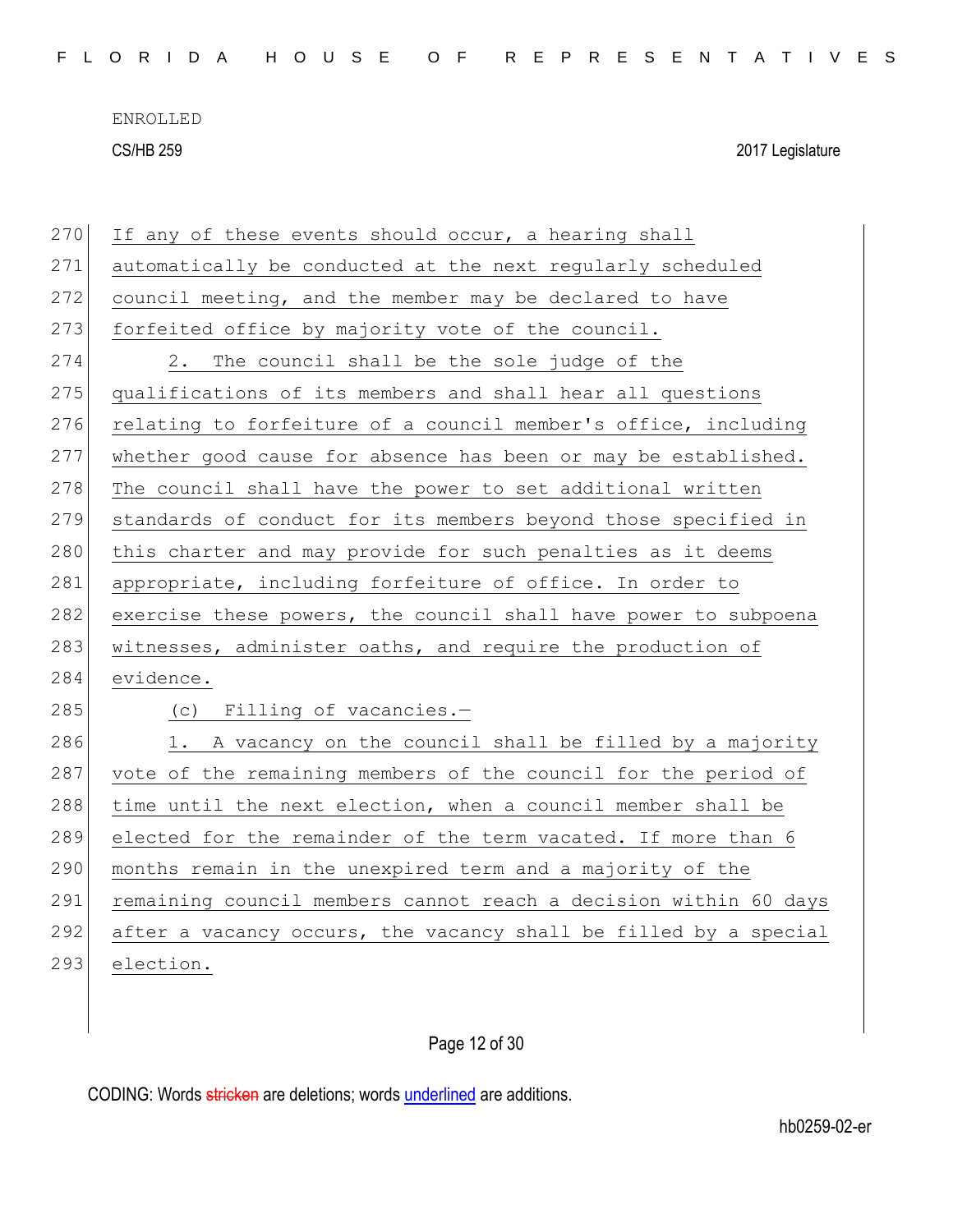If any of these events should occur, a hearing shall automatically be conducted at the next regularly scheduled council meeting, and the member may be declared to have forfeited office by majority vote of the council.

2. The council shall be the sole judge of the qualifications of its members and shall hear all questions relating to forfeiture of a council member's office, including whether good cause for absence has been or may be established. The council shall have the power to set additional written standards of conduct for its members beyond those specified in this charter and may provide for such penalties as it deems appropriate, including forfeiture of office. In order to exercise these powers, the council shall have power to subpoena witnesses, administer oaths, and require the production of evidence.

(c) Filling of vacancies.—

1. A vacancy on the council shall be filled by a majority vote of the remaining members of the council for the period of time until the next election, when a council member shall be elected for the remainder of the term vacated. If more than 6 months remain in the unexpired term and a majority of the remaining council members cannot reach a decision within 60 days after a vacancy occurs, the vacancy shall be filled by a special election.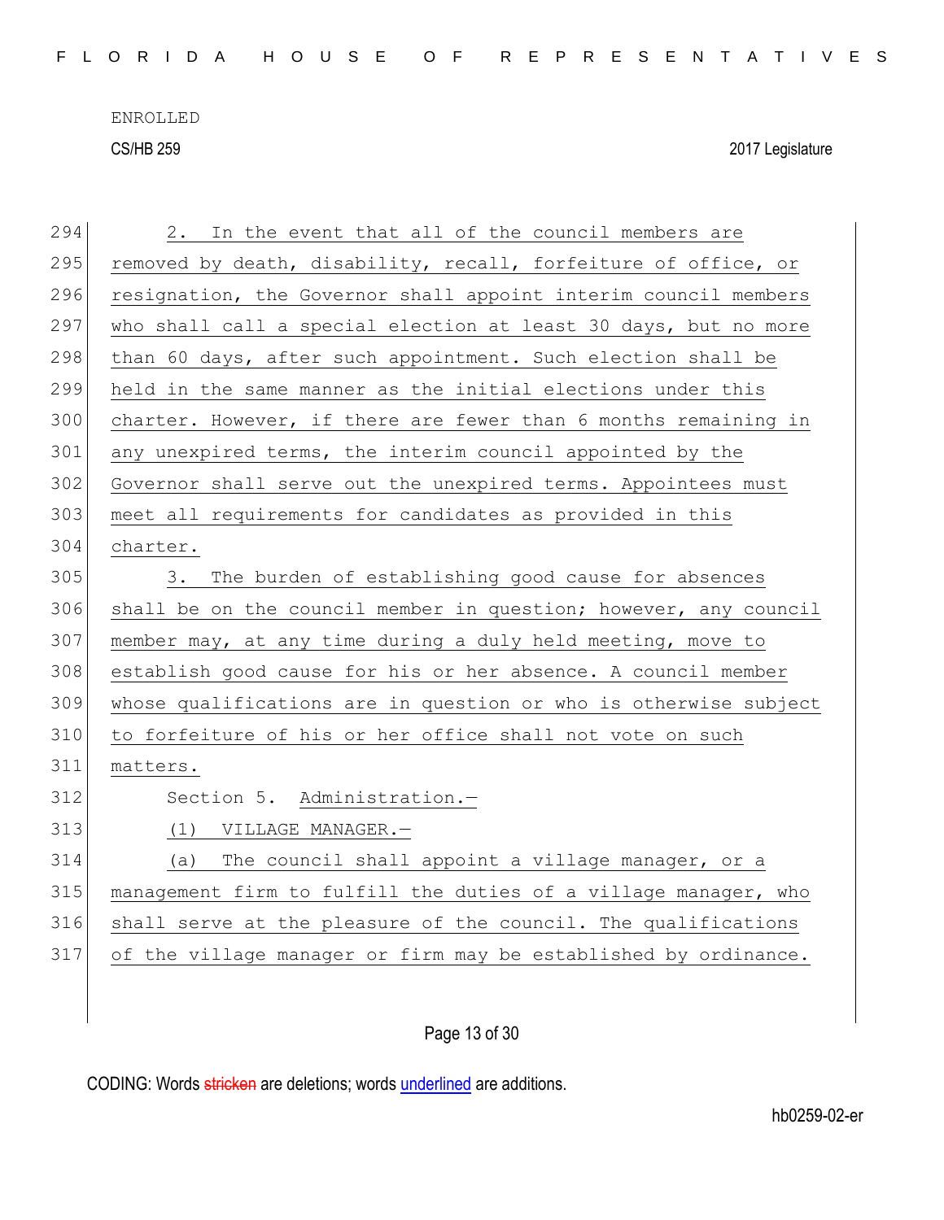2. In the event that all of the council members are removed by death, disability, recall, forfeiture of office, or resignation, the Governor shall appoint interim council members who shall call a special election at least 30 days, but no more than 60 days, after such appointment. Such election shall be held in the same manner as the initial elections under this charter. However, if there are fewer than 6 months remaining in any unexpired terms, the interim council appointed by the Governor shall serve out the unexpired terms. Appointees must meet all requirements for candidates as provided in this charter.

3. The burden of establishing good cause for absences shall be on the council member in question; however, any council member may, at any time during a duly held meeting, move to establish good cause for his or her absence. A council member whose qualifications are in question or who is otherwise subject to forfeiture of his or her office shall not vote on such matters.

Section 5. Administration.—

(1) VILLAGE MANAGER.—

(a) The council shall appoint a village manager, or a management firm to fulfill the duties of a village manager, who shall serve at the pleasure of the council. The qualifications of the village manager or firm may be established by ordinance.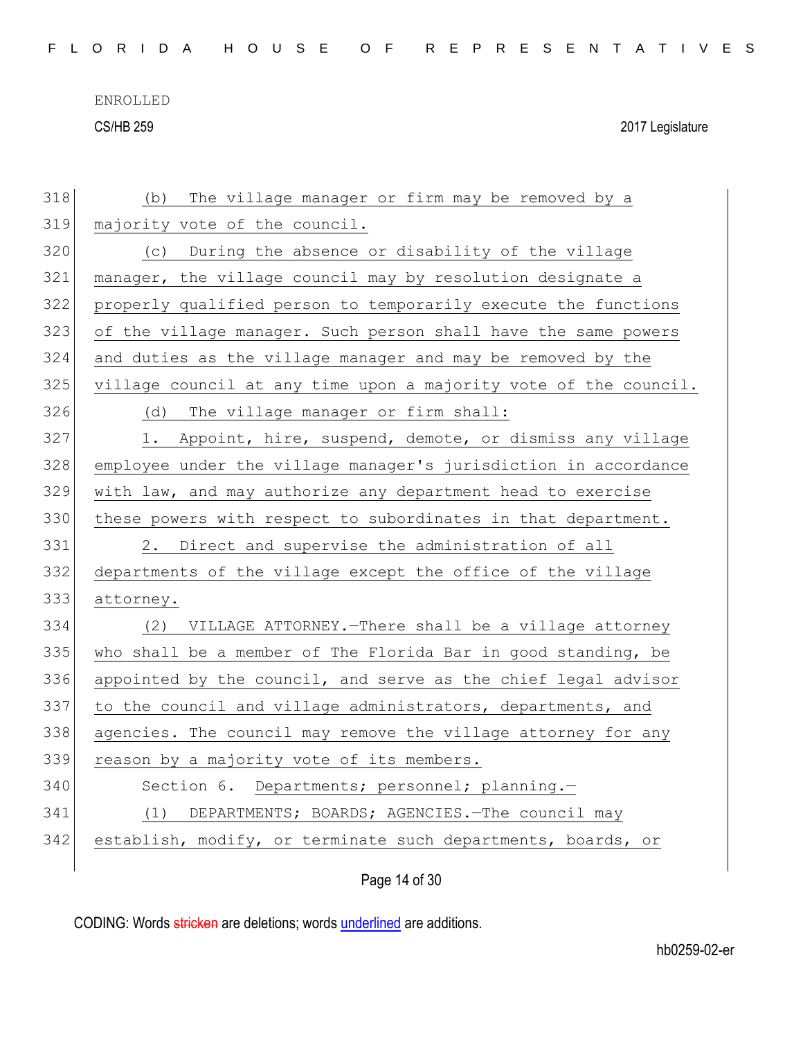ENROLLED

CS/HB 259 2017 Legislature

(b) The village manager or firm may be removed by a majority vote of the council.

(c) During the absence or disability of the village manager, the village council may by resolution designate a properly qualified person to temporarily execute the functions of the village manager. Such person shall have the same powers and duties as the village manager and may be removed by the village council at any time upon a majority vote of the council.

(d) The village manager or firm shall:

1. Appoint, hire, suspend, demote, or dismiss any village employee under the village manager's jurisdiction in accordance with law, and may authorize any department head to exercise these powers with respect to subordinates in that department.

2. Direct and supervise the administration of all departments of the village except the office of the village attorney.

(2) VILLAGE ATTORNEY.—There shall be a village attorney who shall be a member of The Florida Bar in good standing, be appointed by the council, and serve as the chief legal advisor to the council and village administrators, departments, and agencies. The council may remove the village attorney for any reason by a majority vote of its members.

Section 6. Departments; personnel; planning.—

(1) DEPARTMENTS; BOARDS; AGENCIES.—The council may establish, modify, or terminate such departments, boards, or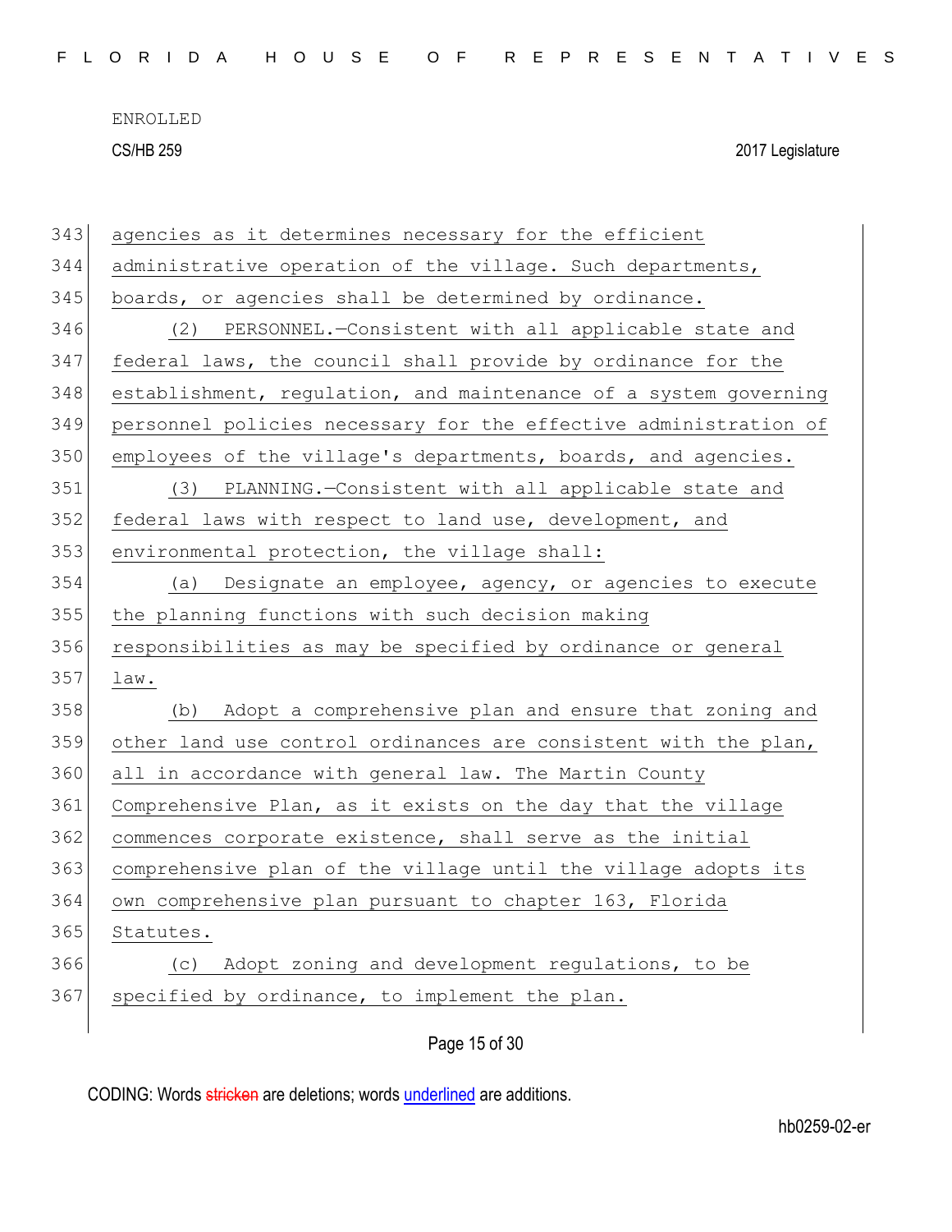agencies as it determines necessary for the efficient administrative operation of the village. Such departments, boards, or agencies shall be determined by ordinance.

(2) PERSONNEL.—Consistent with all applicable state and federal laws, the council shall provide by ordinance for the establishment, regulation, and maintenance of a system governing personnel policies necessary for the effective administration of employees of the village's departments, boards, and agencies.

(3) PLANNING.—Consistent with all applicable state and federal laws with respect to land use, development, and environmental protection, the village shall:

(a) Designate an employee, agency, or agencies to execute the planning functions with such decision making responsibilities as may be specified by ordinance or general law.

(b) Adopt a comprehensive plan and ensure that zoning and other land use control ordinances are consistent with the plan, all in accordance with general law. The Martin County Comprehensive Plan, as it exists on the day that the village commences corporate existence, shall serve as the initial comprehensive plan of the village until the village adopts its own comprehensive plan pursuant to chapter 163, Florida Statutes.

(c) Adopt zoning and development regulations, to be specified by ordinance, to implement the plan.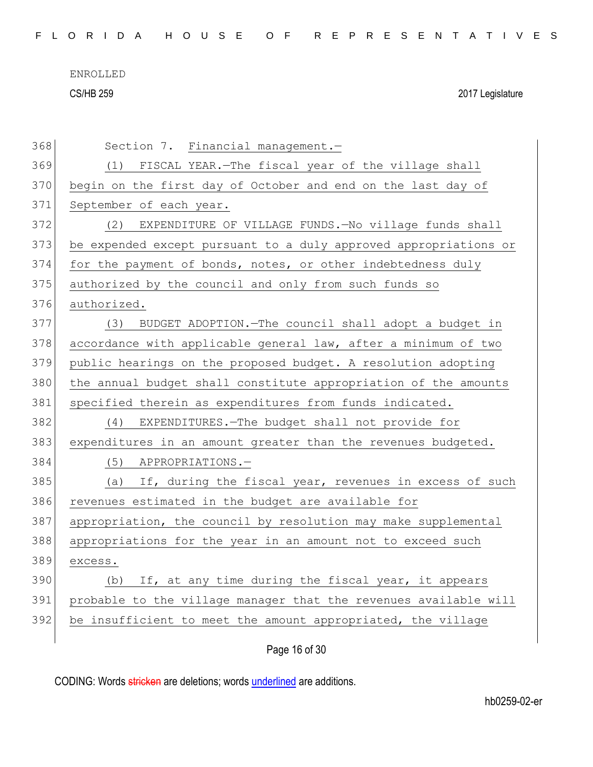Section 7. Financial management.—

(1) FISCAL YEAR.—The fiscal year of the village shall begin on the first day of October and end on the last day of September of each year.

(2) EXPENDITURE OF VILLAGE FUNDS.—No village funds shall be expended except pursuant to a duly approved appropriations or for the payment of bonds, notes, or other indebtedness duly authorized by the council and only from such funds so authorized.

(3) BUDGET ADOPTION.—The council shall adopt a budget in accordance with applicable general law, after a minimum of two public hearings on the proposed budget. A resolution adopting the annual budget shall constitute appropriation of the amounts specified therein as expenditures from funds indicated.

(4) EXPENDITURES.—The budget shall not provide for expenditures in an amount greater than the revenues budgeted.

(5) APPROPRIATIONS.—

(a) If, during the fiscal year, revenues in excess of such revenues estimated in the budget are available for appropriation, the council by resolution may make supplemental appropriations for the year in an amount not to exceed such excess.

(b) If, at any time during the fiscal year, it appears probable to the village manager that the revenues available will be insufficient to meet the amount appropriated, the village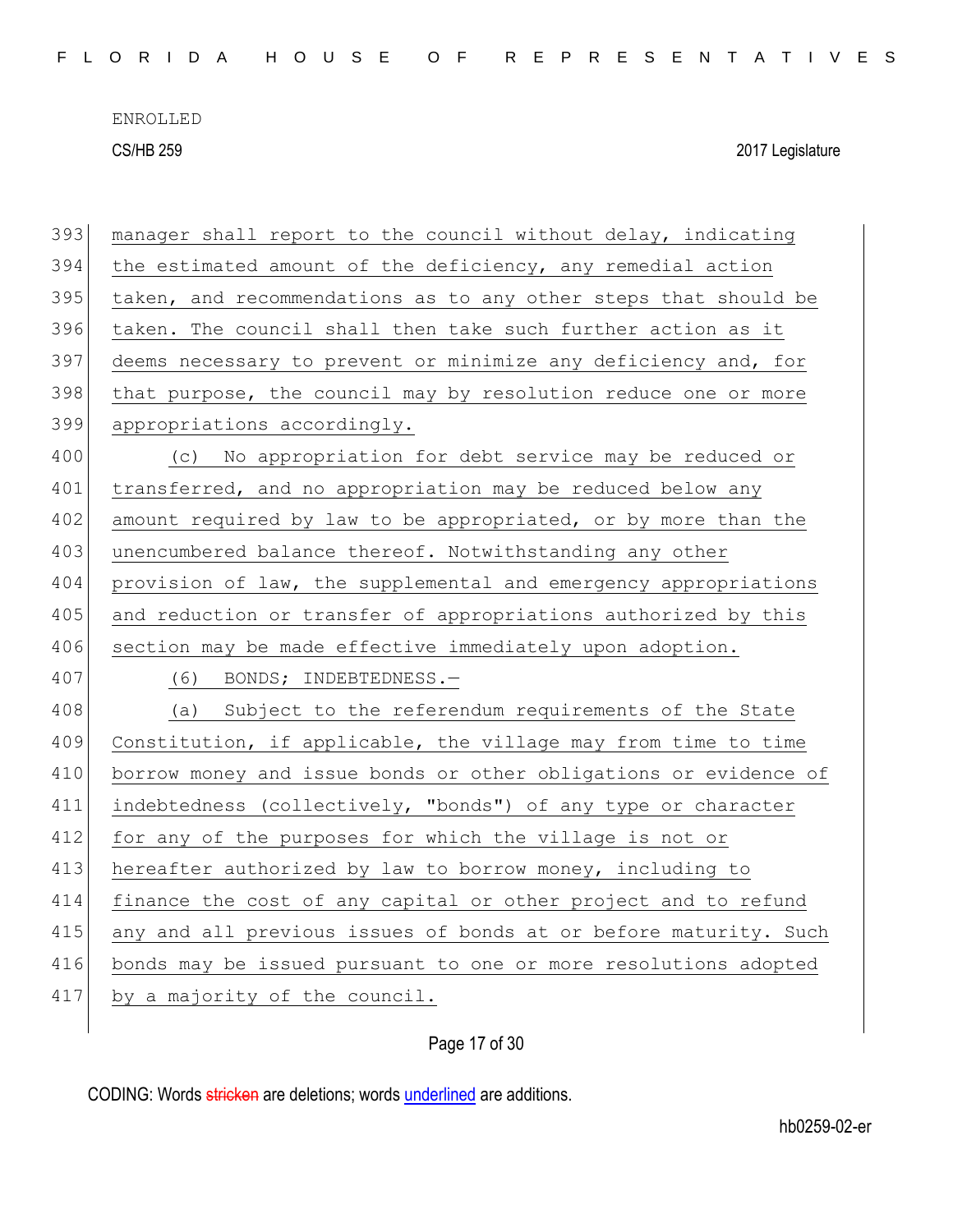manager shall report to the council without delay, indicating the estimated amount of the deficiency, any remedial action taken, and recommendations as to any other steps that should be taken. The council shall then take such further action as it deems necessary to prevent or minimize any deficiency and, for that purpose, the council may by resolution reduce one or more appropriations accordingly.

(c) No appropriation for debt service may be reduced or transferred, and no appropriation may be reduced below any amount required by law to be appropriated, or by more than the unencumbered balance thereof. Notwithstanding any other provision of law, the supplemental and emergency appropriations and reduction or transfer of appropriations authorized by this section may be made effective immediately upon adoption.

(6) BONDS; INDEBTEDNESS.—

(a) Subject to the referendum requirements of the State Constitution, if applicable, the village may from time to time borrow money and issue bonds or other obligations or evidence of indebtedness (collectively, "bonds") of any type or character for any of the purposes for which the village is not or hereafter authorized by law to borrow money, including to finance the cost of any capital or other project and to refund any and all previous issues of bonds at or before maturity. Such bonds may be issued pursuant to one or more resolutions adopted by a majority of the council.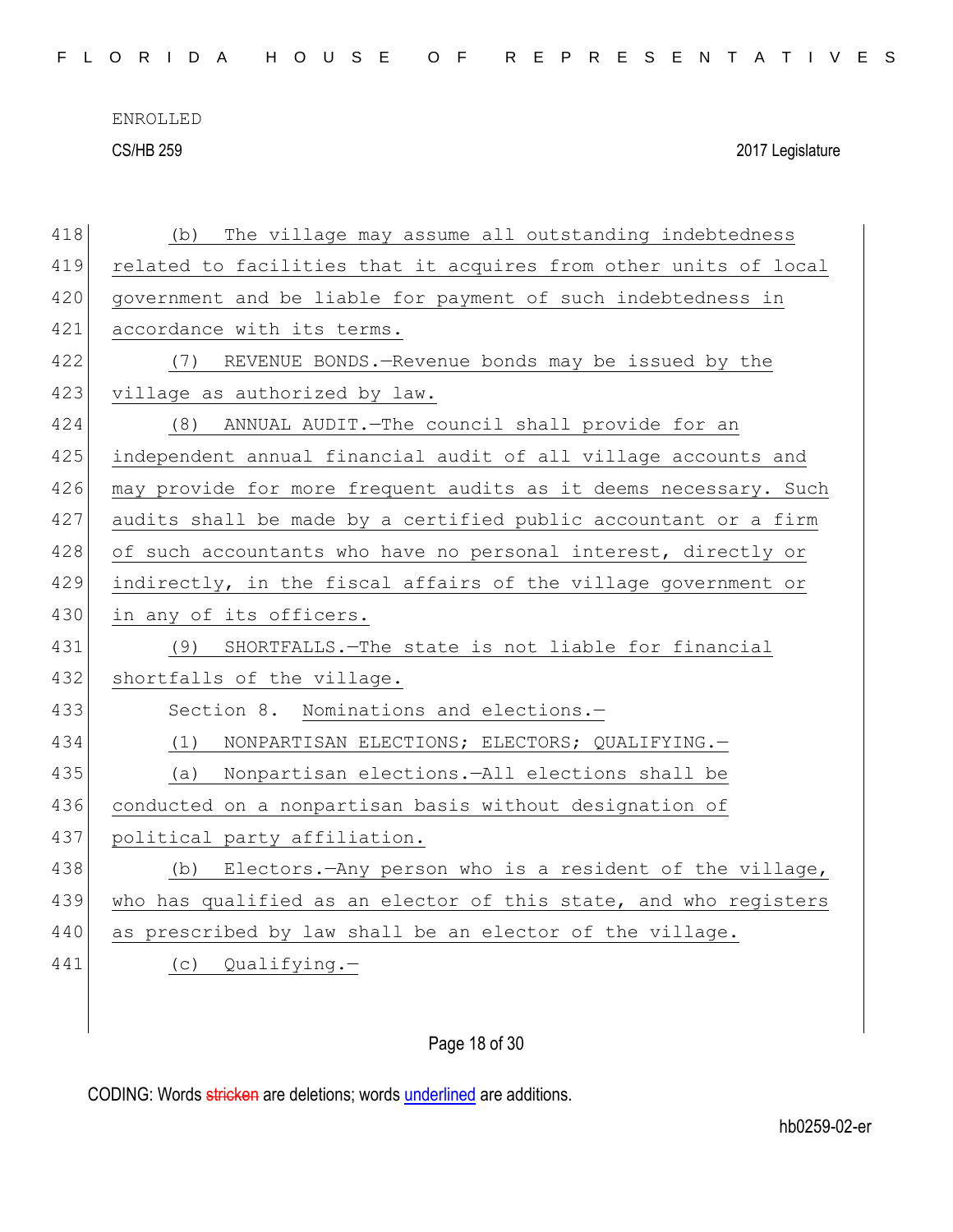(b) The village may assume all outstanding indebtedness related to facilities that it acquires from other units of local government and be liable for payment of such indebtedness in accordance with its terms.

(7) REVENUE BONDS.—Revenue bonds may be issued by the village as authorized by law.

(8) ANNUAL AUDIT.—The council shall provide for an independent annual financial audit of all village accounts and may provide for more frequent audits as it deems necessary. Such audits shall be made by a certified public accountant or a firm of such accountants who have no personal interest, directly or indirectly, in the fiscal affairs of the village government or in any of its officers.

(9) SHORTFALLS.—The state is not liable for financial shortfalls of the village.

Section 8. Nominations and elections.—

(1) NONPARTISAN ELECTIONS; ELECTORS; QUALIFYING.—

(a) Nonpartisan elections.—All elections shall be conducted on a nonpartisan basis without designation of political party affiliation.

(b) Electors.—Any person who is a resident of the village, who has qualified as an elector of this state, and who registers as prescribed by law shall be an elector of the village.

(c) Qualifying.—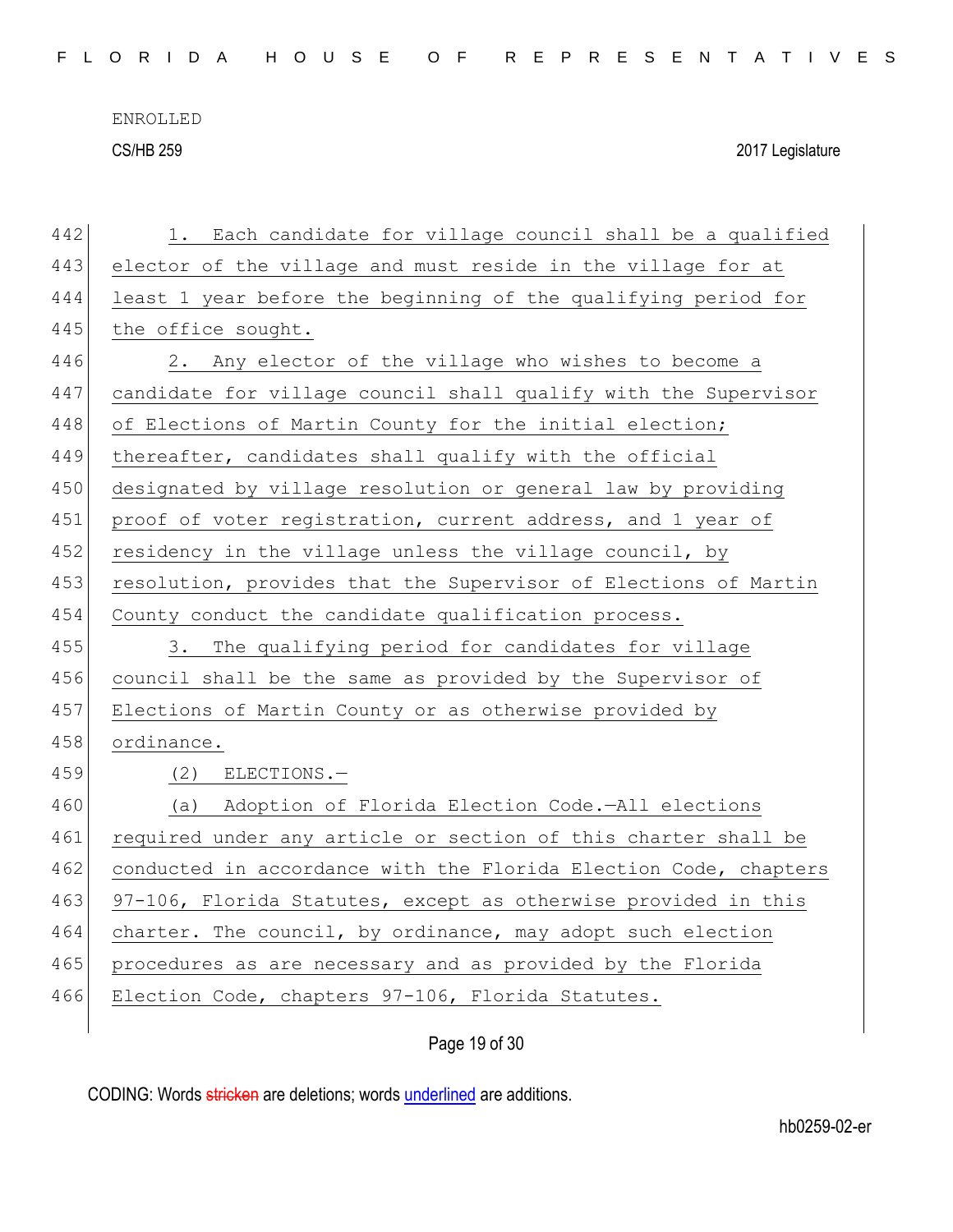1. Each candidate for village council shall be a qualified elector of the village and must reside in the village for at least 1 year before the beginning of the qualifying period for the office sought.

2. Any elector of the village who wishes to become a candidate for village council shall qualify with the Supervisor of Elections of Martin County for the initial election; thereafter, candidates shall qualify with the official designated by village resolution or general law by providing proof of voter registration, current address, and 1 year of residency in the village unless the village council, by resolution, provides that the Supervisor of Elections of Martin County conduct the candidate qualification process.

3. The qualifying period for candidates for village council shall be the same as provided by the Supervisor of Elections of Martin County or as otherwise provided by ordinance.

(2) ELECTIONS.—

(a) Adoption of Florida Election Code.—All elections required under any article or section of this charter shall be conducted in accordance with the Florida Election Code, chapters 97-106, Florida Statutes, except as otherwise provided in this charter. The council, by ordinance, may adopt such election procedures as are necessary and as provided by the Florida Election Code, chapters 97-106, Florida Statutes.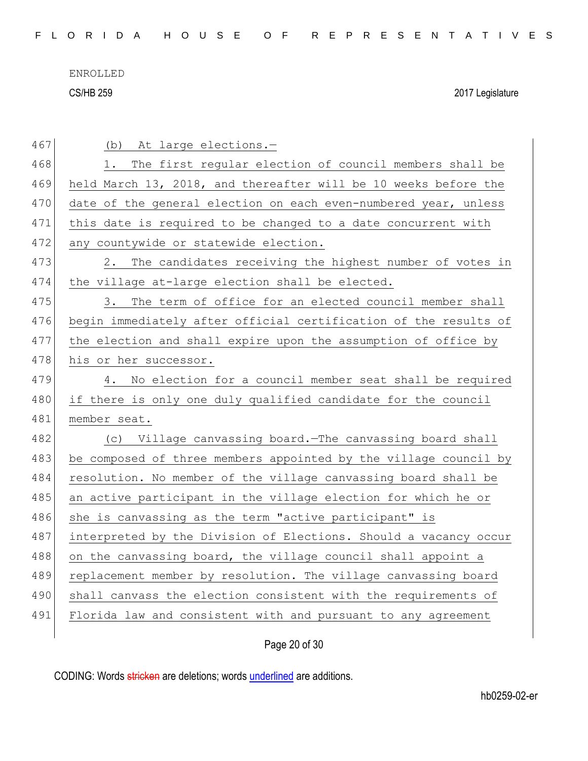(b) At large elections.—

1. The first regular election of council members shall be held March 13, 2018, and thereafter will be 10 weeks before the date of the general election on each even-numbered year, unless this date is required to be changed to a date concurrent with any countywide or statewide election.

2. The candidates receiving the highest number of votes in the village at-large election shall be elected.

3. The term of office for an elected council member shall begin immediately after official certification of the results of the election and shall expire upon the assumption of office by his or her successor.

4. No election for a council member seat shall be required if there is only one duly qualified candidate for the council member seat.

(c) Village canvassing board.—The canvassing board shall be composed of three members appointed by the village council by resolution. No member of the village canvassing board shall be an active participant in the village election for which he or she is canvassing as the term "active participant" is interpreted by the Division of Elections. Should a vacancy occur on the canvassing board, the village council shall appoint a replacement member by resolution. The village canvassing board shall canvass the election consistent with the requirements of Florida law and consistent with and pursuant to any agreement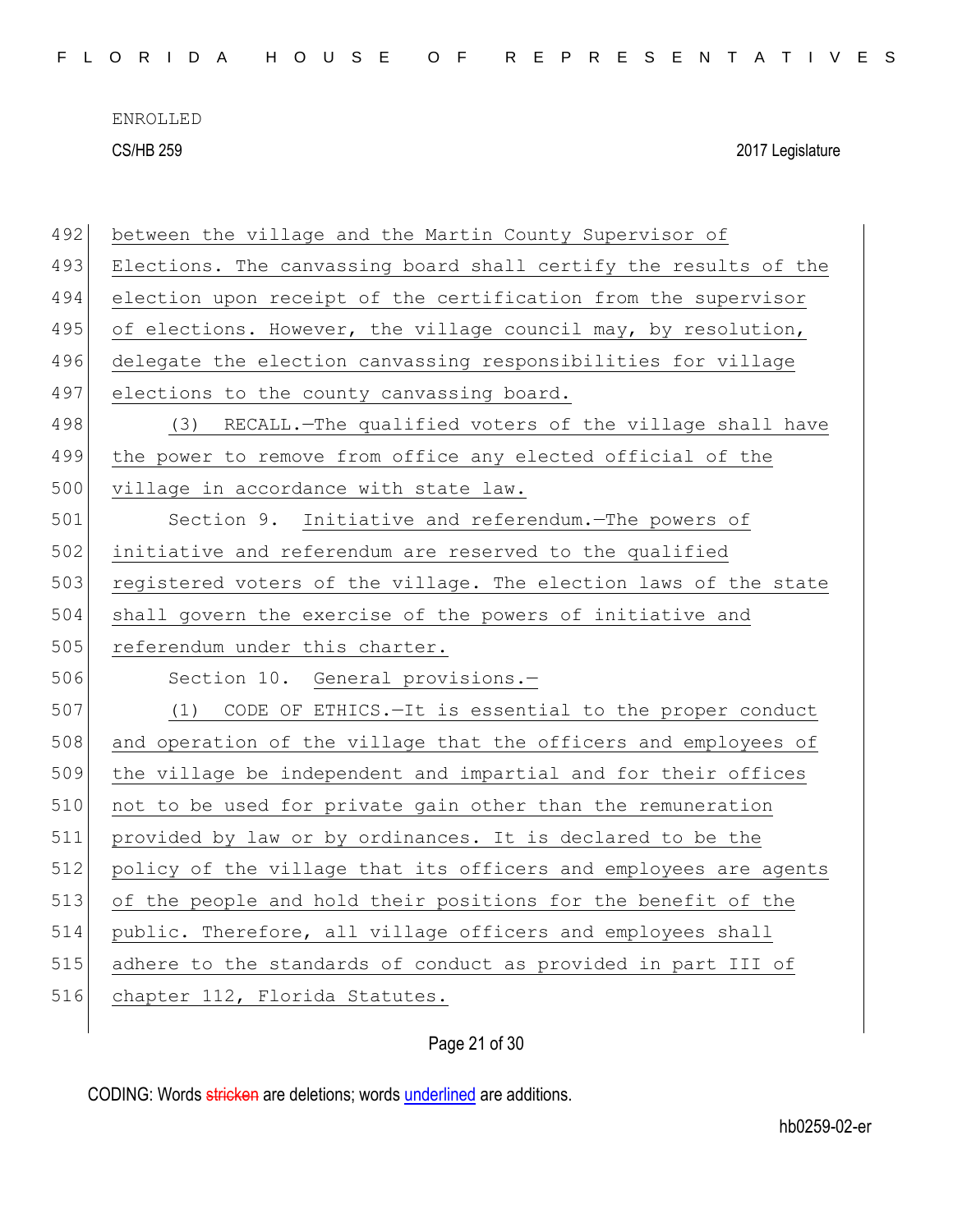between the village and the Martin County Supervisor of Elections. The canvassing board shall certify the results of the election upon receipt of the certification from the supervisor of elections. However, the village council may, by resolution, delegate the election canvassing responsibilities for village elections to the county canvassing board.

(3) RECALL.—The qualified voters of the village shall have the power to remove from office any elected official of the village in accordance with state law.

Section 9. Initiative and referendum.—The powers of initiative and referendum are reserved to the qualified registered voters of the village. The election laws of the state shall govern the exercise of the powers of initiative and referendum under this charter.

Section 10. General provisions.—

(1) CODE OF ETHICS.—It is essential to the proper conduct and operation of the village that the officers and employees of the village be independent and impartial and for their offices not to be used for private gain other than the remuneration provided by law or by ordinances. It is declared to be the policy of the village that its officers and employees are agents of the people and hold their positions for the benefit of the public. Therefore, all village officers and employees shall adhere to the standards of conduct as provided in part III of chapter 112, Florida Statutes.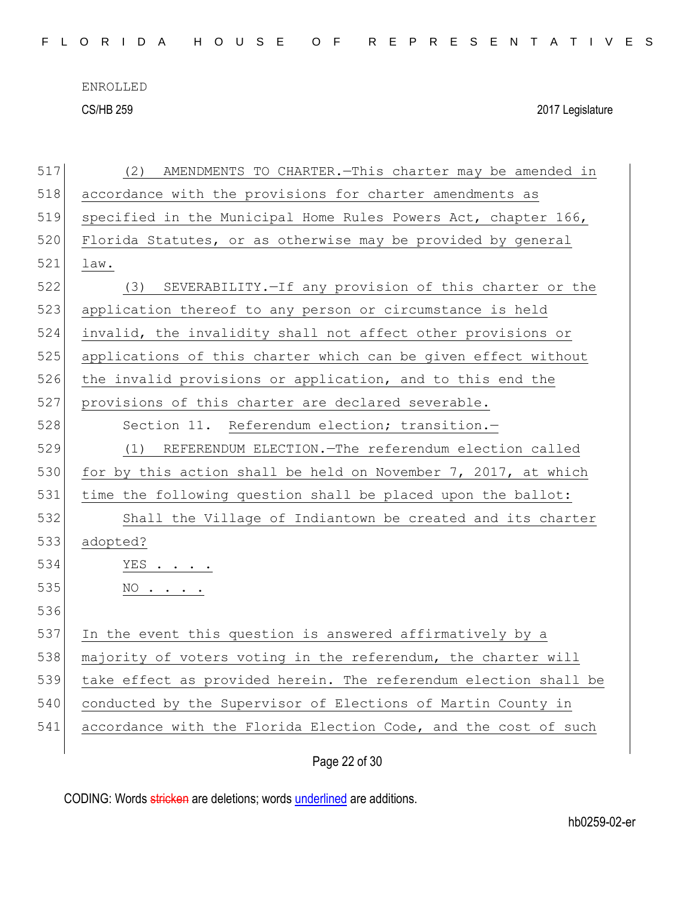(2) AMENDMENTS TO CHARTER.—This charter may be amended in accordance with the provisions for charter amendments as specified in the Municipal Home Rules Powers Act, chapter 166, Florida Statutes, or as otherwise may be provided by general law.

(3) SEVERABILITY.—If any provision of this charter or the application thereof to any person or circumstance is held invalid, the invalidity shall not affect other provisions or applications of this charter which can be given effect without the invalid provisions or application, and to this end the provisions of this charter are declared severable.

Section 11. Referendum election; transition.—

(1) REFERENDUM ELECTION.—The referendum election called for by this action shall be held on November 7, 2017, at which time the following question shall be placed upon the ballot:

Shall the Village of Indiantown be created and its charter adopted?

YES . . . .

NO . . . .

In the event this question is answered affirmatively by a majority of voters voting in the referendum, the charter will take effect as provided herein. The referendum election shall be conducted by the Supervisor of Elections of Martin County in accordance with the Florida Election Code, and the cost of such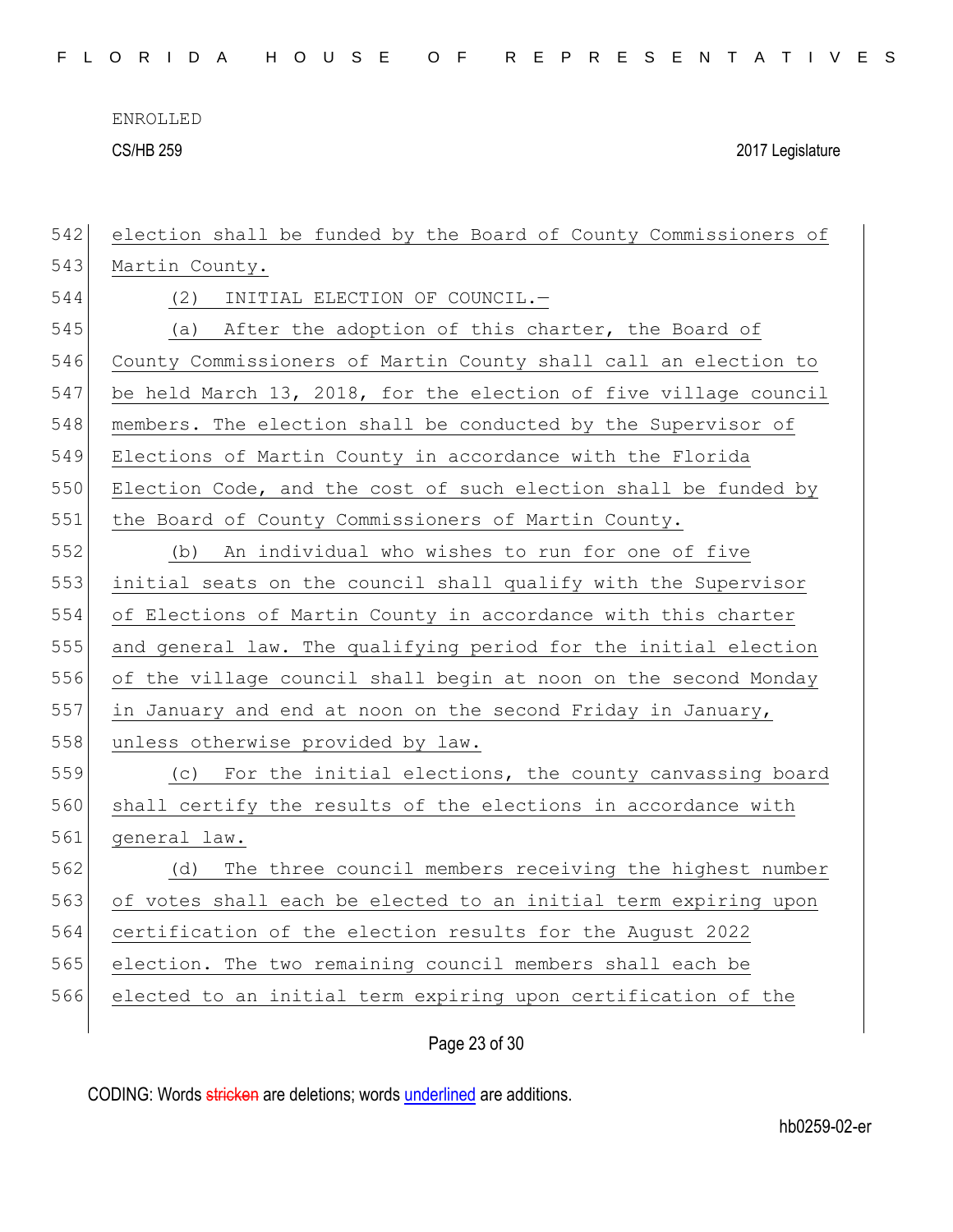election shall be funded by the Board of County Commissioners of Martin County.

(2) INITIAL ELECTION OF COUNCIL.—

(a) After the adoption of this charter, the Board of County Commissioners of Martin County shall call an election to be held March 13, 2018, for the election of five village council members. The election shall be conducted by the Supervisor of Elections of Martin County in accordance with the Florida Election Code, and the cost of such election shall be funded by the Board of County Commissioners of Martin County.

(b) An individual who wishes to run for one of five initial seats on the council shall qualify with the Supervisor of Elections of Martin County in accordance with this charter and general law. The qualifying period for the initial election of the village council shall begin at noon on the second Monday in January and end at noon on the second Friday in January, unless otherwise provided by law.

(c) For the initial elections, the county canvassing board shall certify the results of the elections in accordance with general law.

(d) The three council members receiving the highest number of votes shall each be elected to an initial term expiring upon certification of the election results for the August 2022 election. The two remaining council members shall each be elected to an initial term expiring upon certification of the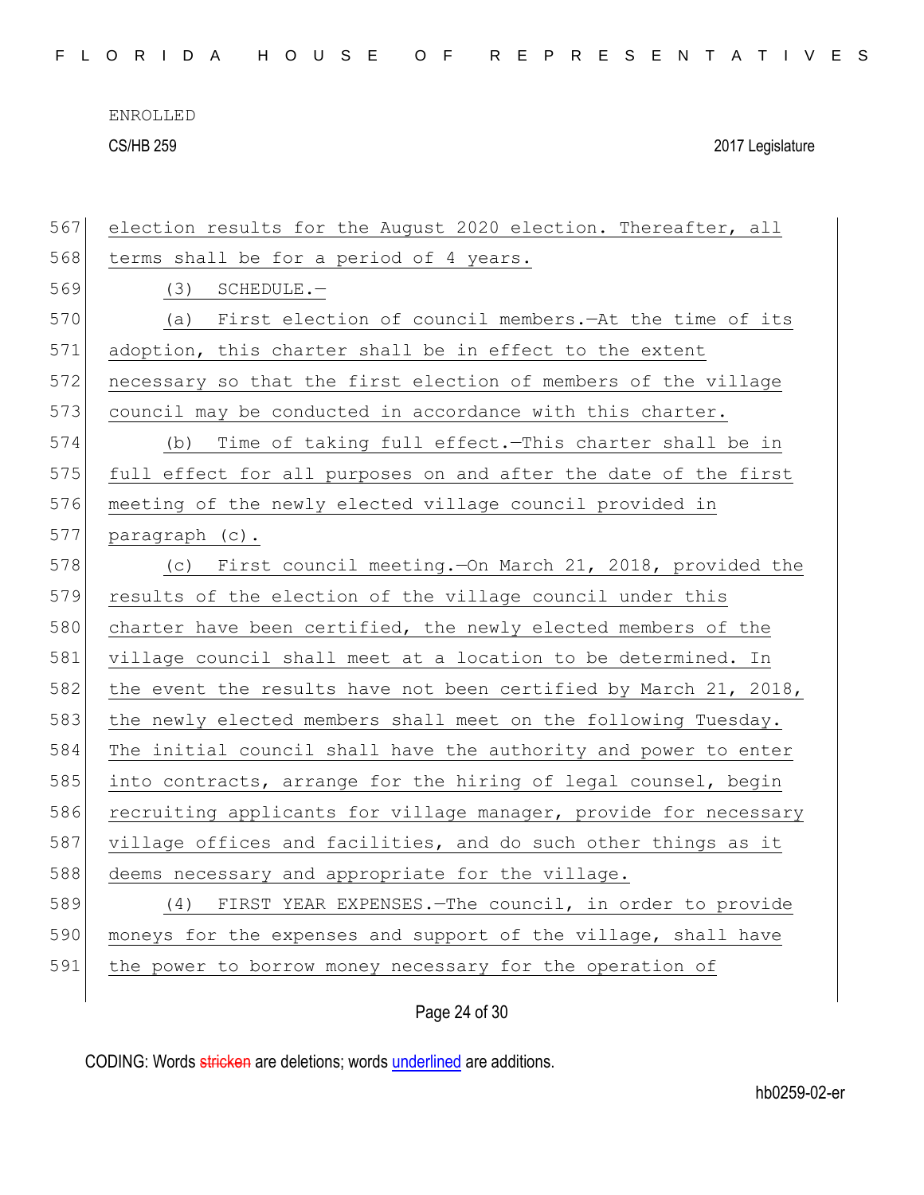election results for the August 2020 election. Thereafter, all terms shall be for a period of 4 years.

(3) SCHEDULE.—

(a) First election of council members.—At the time of its adoption, this charter shall be in effect to the extent necessary so that the first election of members of the village council may be conducted in accordance with this charter.

(b) Time of taking full effect.—This charter shall be in full effect for all purposes on and after the date of the first meeting of the newly elected village council provided in paragraph (c).

(c) First council meeting.—On March 21, 2018, provided the results of the election of the village council under this charter have been certified, the newly elected members of the village council shall meet at a location to be determined. In the event the results have not been certified by March 21, 2018, the newly elected members shall meet on the following Tuesday. The initial council shall have the authority and power to enter into contracts, arrange for the hiring of legal counsel, begin recruiting applicants for village manager, provide for necessary village offices and facilities, and do such other things as it deems necessary and appropriate for the village.

(4) FIRST YEAR EXPENSES.—The council, in order to provide moneys for the expenses and support of the village, shall have the power to borrow money necessary for the operation of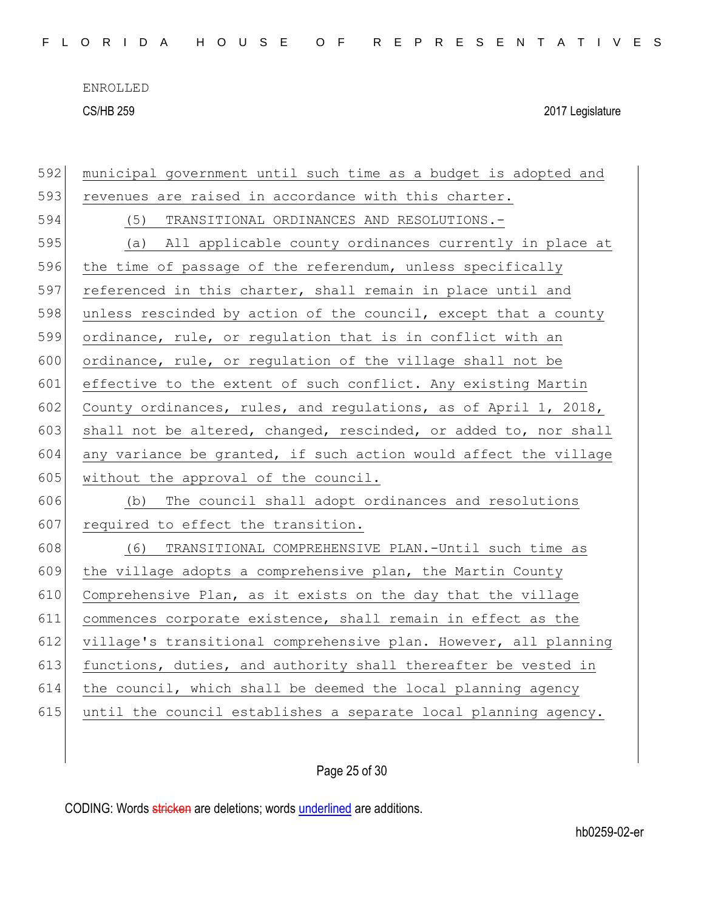municipal government until such time as a budget is adopted and revenues are raised in accordance with this charter.

(5) TRANSITIONAL ORDINANCES AND RESOLUTIONS.-

(a) All applicable county ordinances currently in place at the time of passage of the referendum, unless specifically referenced in this charter, shall remain in place until and unless rescinded by action of the council, except that a county ordinance, rule, or regulation that is in conflict with an ordinance, rule, or regulation of the village shall not be effective to the extent of such conflict. Any existing Martin County ordinances, rules, and regulations, as of April 1, 2018, shall not be altered, changed, rescinded, or added to, nor shall any variance be granted, if such action would affect the village without the approval of the council.

(b) The council shall adopt ordinances and resolutions required to effect the transition.

(6) TRANSITIONAL COMPREHENSIVE PLAN.-Until such time as the village adopts a comprehensive plan, the Martin County Comprehensive Plan, as it exists on the day that the village commences corporate existence, shall remain in effect as the village's transitional comprehensive plan. However, all planning functions, duties, and authority shall thereafter be vested in the council, which shall be deemed the local planning agency until the council establishes a separate local planning agency.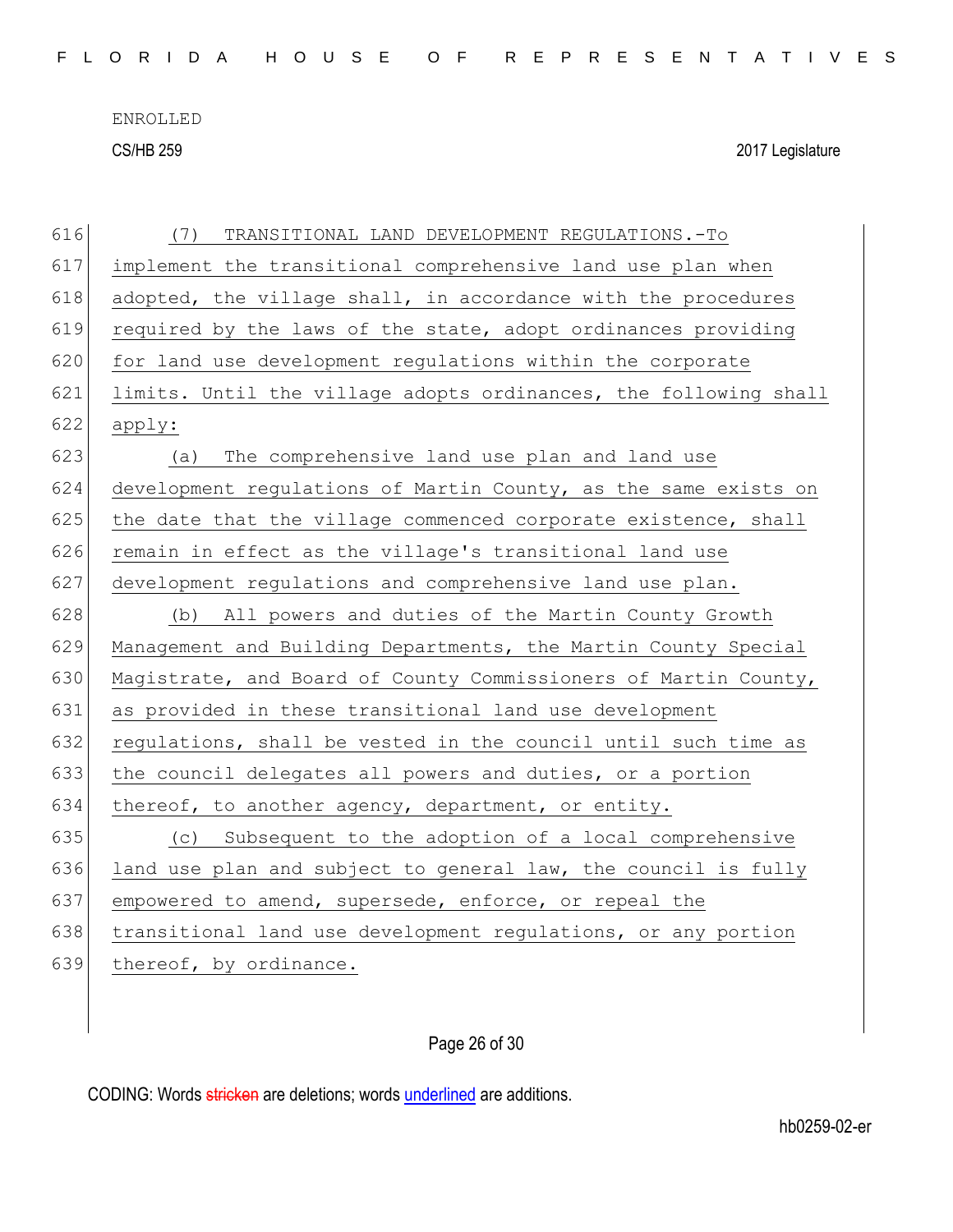(7) TRANSITIONAL LAND DEVELOPMENT REGULATIONS.-To implement the transitional comprehensive land use plan when adopted, the village shall, in accordance with the procedures required by the laws of the state, adopt ordinances providing for land use development regulations within the corporate limits. Until the village adopts ordinances, the following shall apply:

(a) The comprehensive land use plan and land use development regulations of Martin County, as the same exists on the date that the village commenced corporate existence, shall remain in effect as the village's transitional land use development regulations and comprehensive land use plan.

(b) All powers and duties of the Martin County Growth Management and Building Departments, the Martin County Special Magistrate, and Board of County Commissioners of Martin County, as provided in these transitional land use development regulations, shall be vested in the council until such time as the council delegates all powers and duties, or a portion thereof, to another agency, department, or entity.

(c) Subsequent to the adoption of a local comprehensive land use plan and subject to general law, the council is fully empowered to amend, supersede, enforce, or repeal the transitional land use development regulations, or any portion thereof, by ordinance.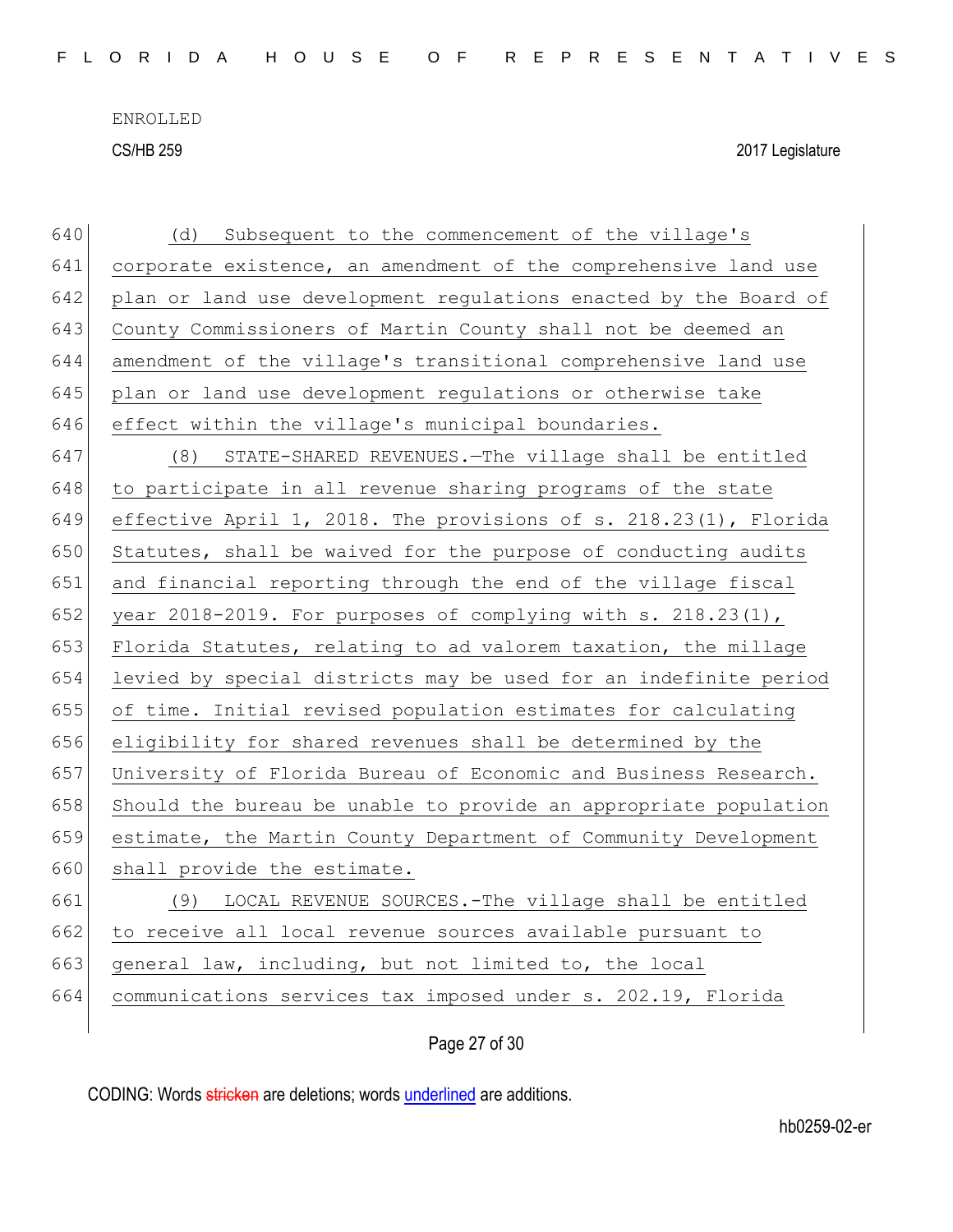(d) Subsequent to the commencement of the village's corporate existence, an amendment of the comprehensive land use plan or land use development regulations enacted by the Board of County Commissioners of Martin County shall not be deemed an amendment of the village's transitional comprehensive land use plan or land use development regulations or otherwise take effect within the village's municipal boundaries.

(8) STATE-SHARED REVENUES.—The village shall be entitled to participate in all revenue sharing programs of the state effective April 1, 2018. The provisions of s. 218.23(1), Florida Statutes, shall be waived for the purpose of conducting audits and financial reporting through the end of the village fiscal year 2018-2019. For purposes of complying with s. 218.23(1), Florida Statutes, relating to ad valorem taxation, the millage levied by special districts may be used for an indefinite period of time. Initial revised population estimates for calculating eligibility for shared revenues shall be determined by the University of Florida Bureau of Economic and Business Research. Should the bureau be unable to provide an appropriate population estimate, the Martin County Department of Community Development shall provide the estimate.

(9) LOCAL REVENUE SOURCES.-The village shall be entitled to receive all local revenue sources available pursuant to general law, including, but not limited to, the local communications services tax imposed under s. 202.19, Florida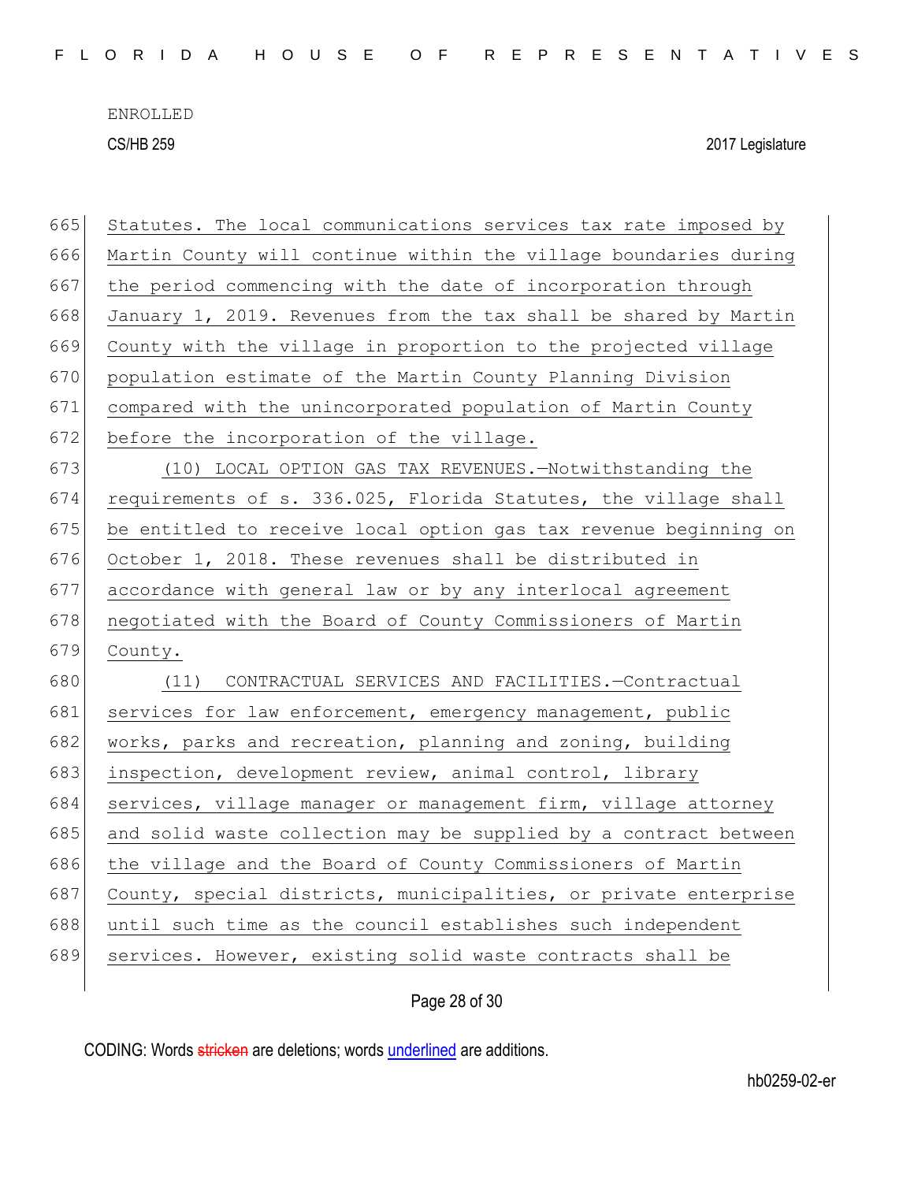Statutes. The local communications services tax rate imposed by Martin County will continue within the village boundaries during the period commencing with the date of incorporation through January 1, 2019. Revenues from the tax shall be shared by Martin County with the village in proportion to the projected village population estimate of the Martin County Planning Division compared with the unincorporated population of Martin County before the incorporation of the village.

(10) LOCAL OPTION GAS TAX REVENUES.—Notwithstanding the requirements of s. 336.025, Florida Statutes, the village shall be entitled to receive local option gas tax revenue beginning on October 1, 2018. These revenues shall be distributed in accordance with general law or by any interlocal agreement negotiated with the Board of County Commissioners of Martin County.

(11) CONTRACTUAL SERVICES AND FACILITIES.—Contractual services for law enforcement, emergency management, public works, parks and recreation, planning and zoning, building inspection, development review, animal control, library services, village manager or management firm, village attorney and solid waste collection may be supplied by a contract between the village and the Board of County Commissioners of Martin County, special districts, municipalities, or private enterprise until such time as the council establishes such independent services. However, existing solid waste contracts shall be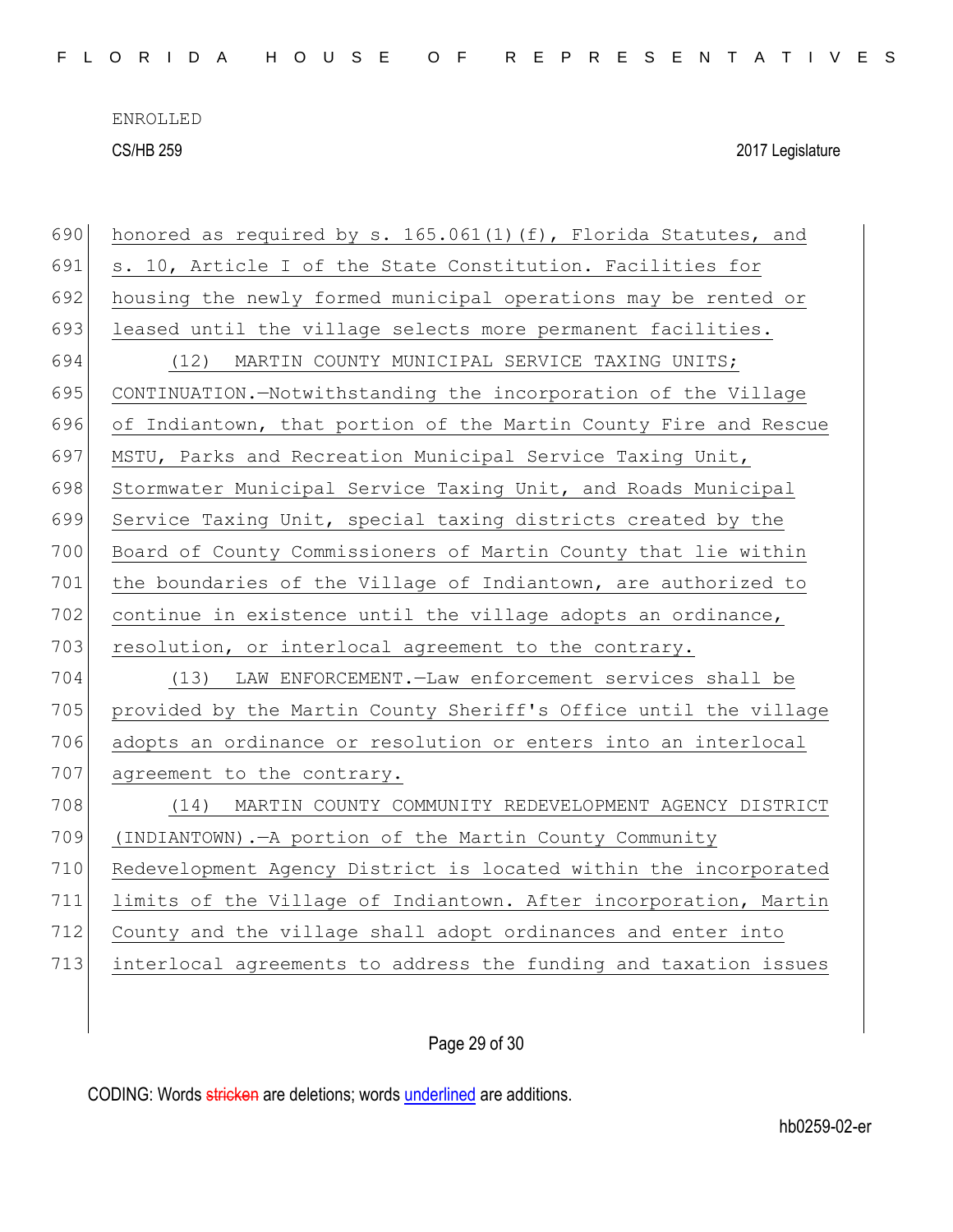honored as required by s. 165.061(1)(f), Florida Statutes, and s. 10, Article I of the State Constitution. Facilities for housing the newly formed municipal operations may be rented or leased until the village selects more permanent facilities.

(12) MARTIN COUNTY MUNICIPAL SERVICE TAXING UNITS; CONTINUATION.—Notwithstanding the incorporation of the Village of Indiantown, that portion of the Martin County Fire and Rescue MSTU, Parks and Recreation Municipal Service Taxing Unit, Stormwater Municipal Service Taxing Unit, and Roads Municipal Service Taxing Unit, special taxing districts created by the Board of County Commissioners of Martin County that lie within the boundaries of the Village of Indiantown, are authorized to continue in existence until the village adopts an ordinance, resolution, or interlocal agreement to the contrary.

(13) LAW ENFORCEMENT.—Law enforcement services shall be provided by the Martin County Sheriff's Office until the village adopts an ordinance or resolution or enters into an interlocal agreement to the contrary.

(14) MARTIN COUNTY COMMUNITY REDEVELOPMENT AGENCY DISTRICT (INDIANTOWN).—A portion of the Martin County Community Redevelopment Agency District is located within the incorporated limits of the Village of Indiantown. After incorporation, Martin County and the village shall adopt ordinances and enter into interlocal agreements to address the funding and taxation issues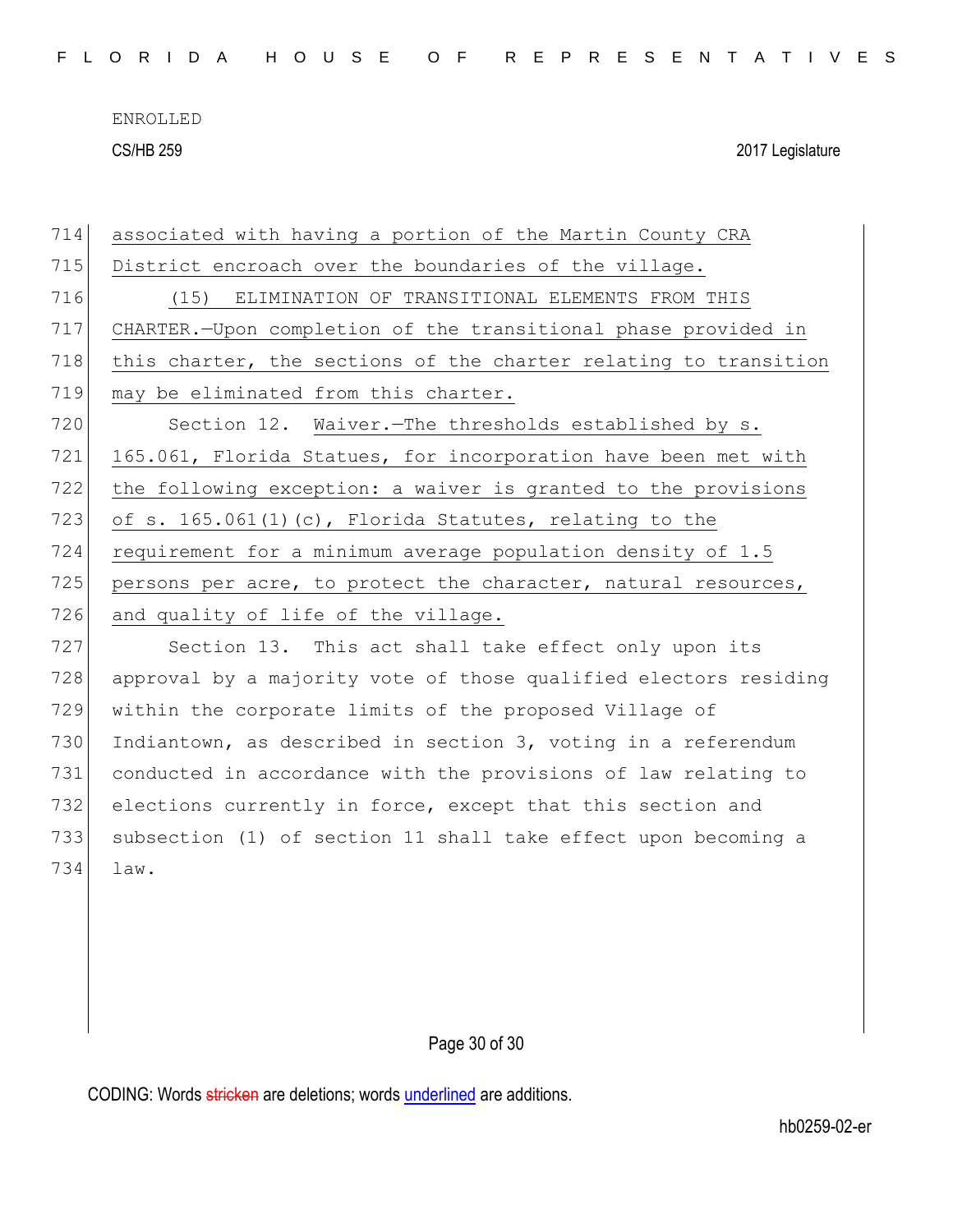associated with having a portion of the Martin County CRA District encroach over the boundaries of the village.

(15) ELIMINATION OF TRANSITIONAL ELEMENTS FROM THIS CHARTER.—Upon completion of the transitional phase provided in this charter, the sections of the charter relating to transition may be eliminated from this charter.

Section 12. Waiver.—The thresholds established by s. 165.061, Florida Statues, for incorporation have been met with the following exception: a waiver is granted to the provisions of s. 165.061(1)(c), Florida Statutes, relating to the requirement for a minimum average population density of 1.5 persons per acre, to protect the character, natural resources, and quality of life of the village.

Section 13. This act shall take effect only upon its approval by a majority vote of those qualified electors residing within the corporate limits of the proposed Village of Indiantown, as described in section 3, voting in a referendum conducted in accordance with the provisions of law relating to elections currently in force, except that this section and subsection (1) of section 11 shall take effect upon becoming a law.